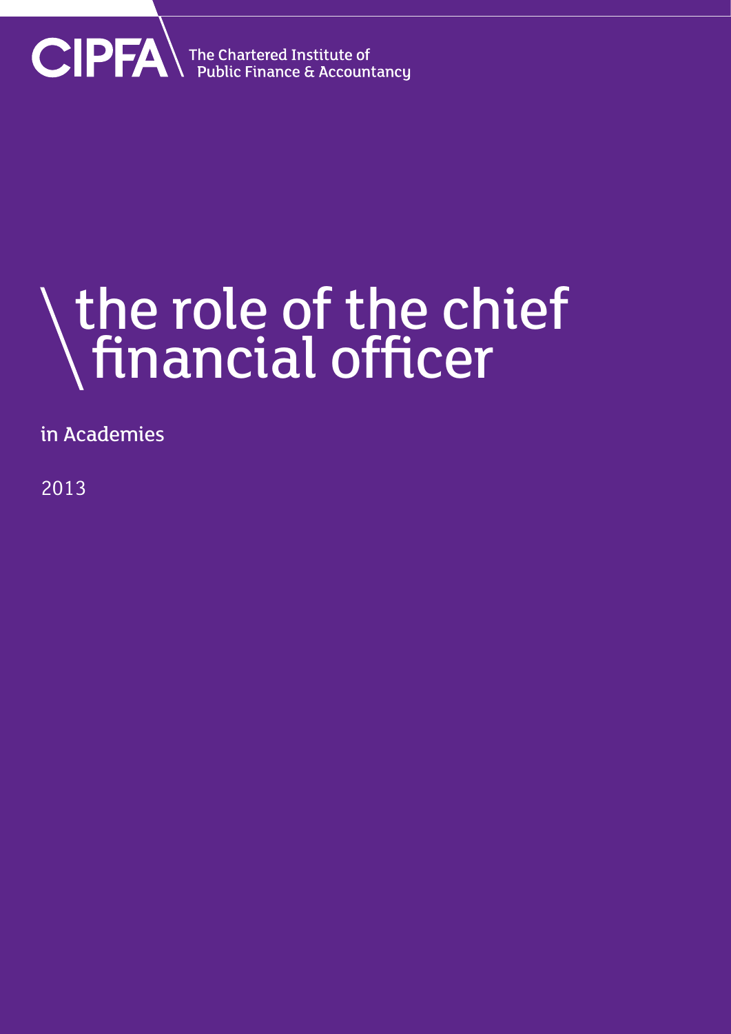CIPFA The Chartered Institute of Public Finance & Accountancy

# the role of the chief financial officer

in Academies

2013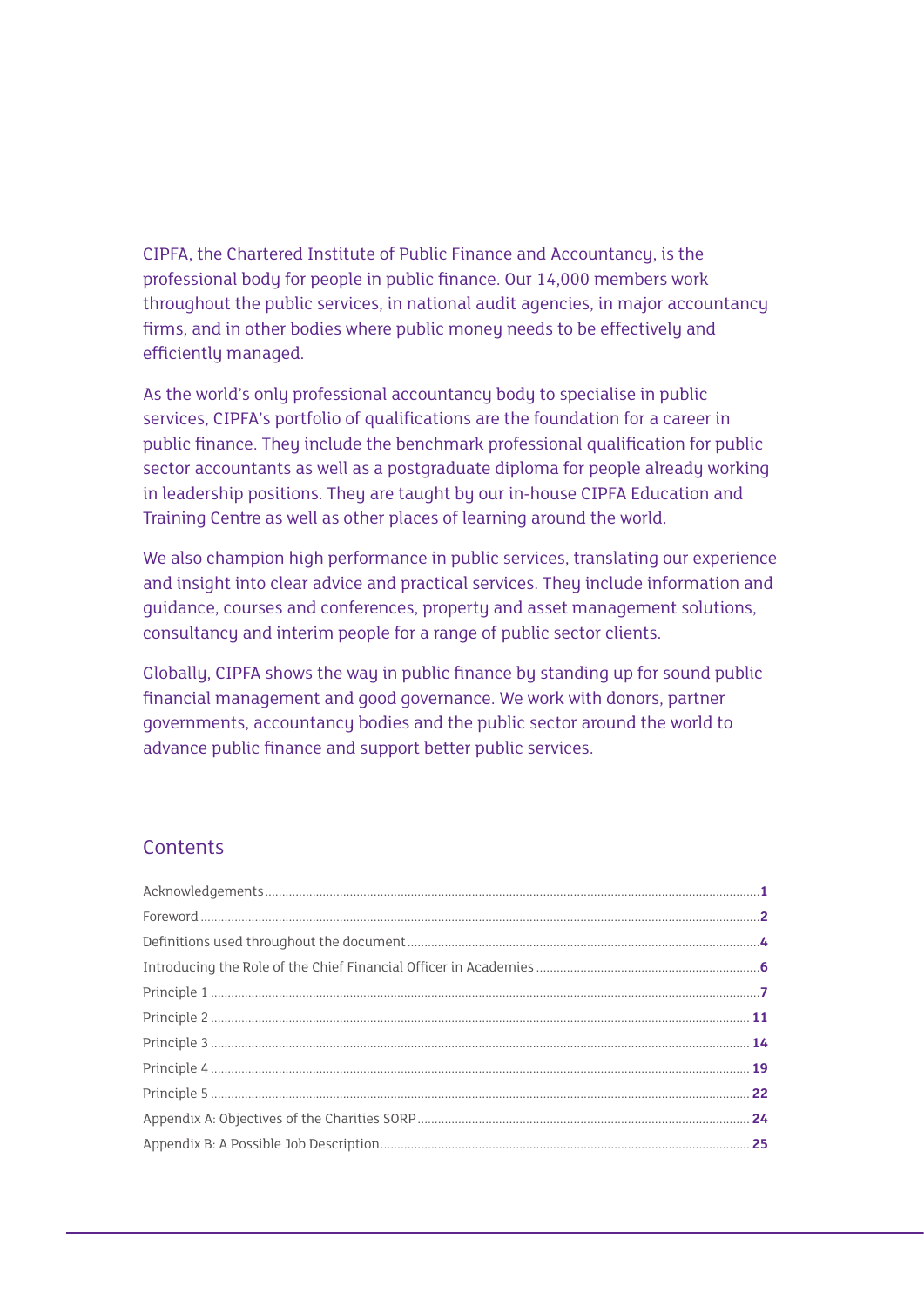CIPFA, the Chartered Institute of Public Finance and Accountancy, is the professional body for people in public finance. Our 14,000 members work throughout the public services, in national audit agencies, in major accountancy firms, and in other bodies where public money needs to be effectively and efficiently managed.

As the world's only professional accountancy body to specialise in public services, CIPFA's portfolio of qualifications are the foundation for a career in public finance. They include the benchmark professional qualification for public sector accountants as well as a postgraduate diploma for people already working in leadership positions. They are taught by our in-house CIPFA Education and Training Centre as well as other places of learning around the world.

We also champion high performance in public services, translating our experience and insight into clear advice and practical services. They include information and guidance, courses and conferences, property and asset management solutions, consultancy and interim people for a range of public sector clients.

Globally, CIPFA shows the way in public finance by standing up for sound public financial management and good governance. We work with donors, partner governments, accountancy bodies and the public sector around the world to advance public finance and support better public services.

## Contents

| | |
|---|---|
| Acknowledgements | **1** |
| Foreword | **2** |
| Definitions used throughout the document | **4** |
| Introducing the Role of the Chief Financial Officer in Academies | **6** |
| Principle 1 | **7** |
| Principle 2 | **11** |
| Principle 3 | **14** |
| Principle 4 | **19** |
| Principle 5 | **22** |
| Appendix A: Objectives of the Charities SORP | **24** |
| Appendix B: A Possible Job Description | **25** |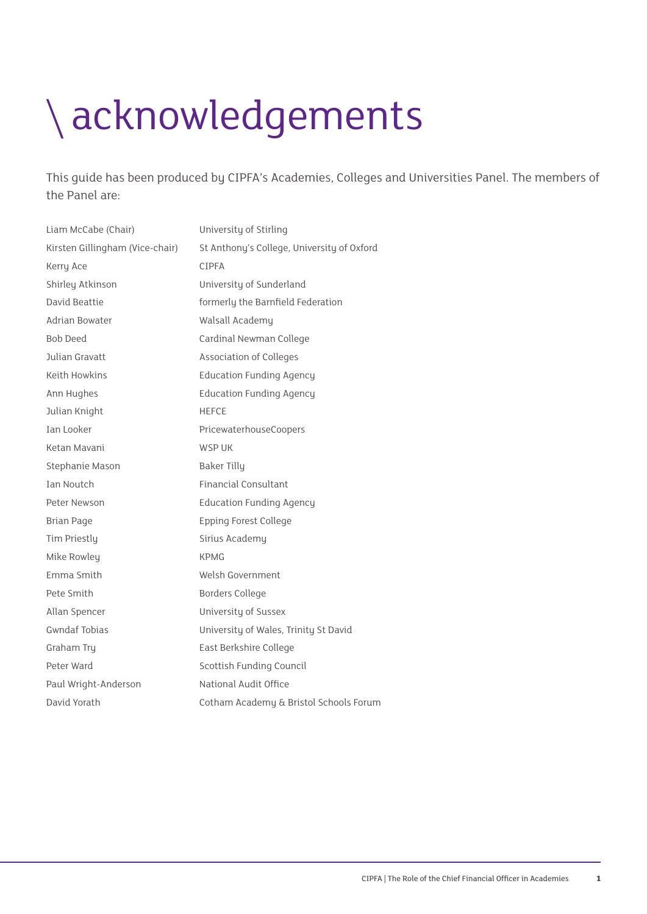# \ acknowledgements

This guide has been produced by CIPFA's Academies, Colleges and Universities Panel. The members of the Panel are:

| | |
|---|---|
| Liam McCabe (Chair) | University of Stirling |
| Kirsten Gillingham (Vice-chair) | St Anthony's College, University of Oxford |
| Kerry Ace | CIPFA |
| Shirley Atkinson | University of Sunderland |
| David Beattie | formerly the Barnfield Federation |
| Adrian Bowater | Walsall Academy |
| Bob Deed | Cardinal Newman College |
| Julian Gravatt | Association of Colleges |
| Keith Howkins | Education Funding Agency |
| Ann Hughes | Education Funding Agency |
| Julian Knight | HEFCE |
| Ian Looker | PricewaterhouseCoopers |
| Ketan Mavani | WSP UK |
| Stephanie Mason | Baker Tilly |
| Ian Noutch | Financial Consultant |
| Peter Newson | Education Funding Agency |
| Brian Page | Epping Forest College |
| Tim Priestly | Sirius Academy |
| Mike Rowley | KPMG |
| Emma Smith | Welsh Government |
| Pete Smith | Borders College |
| Allan Spencer | University of Sussex |
| Gwndaf Tobias | University of Wales, Trinity St David |
| Graham Try | East Berkshire College |
| Peter Ward | Scottish Funding Council |
| Paul Wright-Anderson | National Audit Office |
| David Yorath | Cotham Academy & Bristol Schools Forum |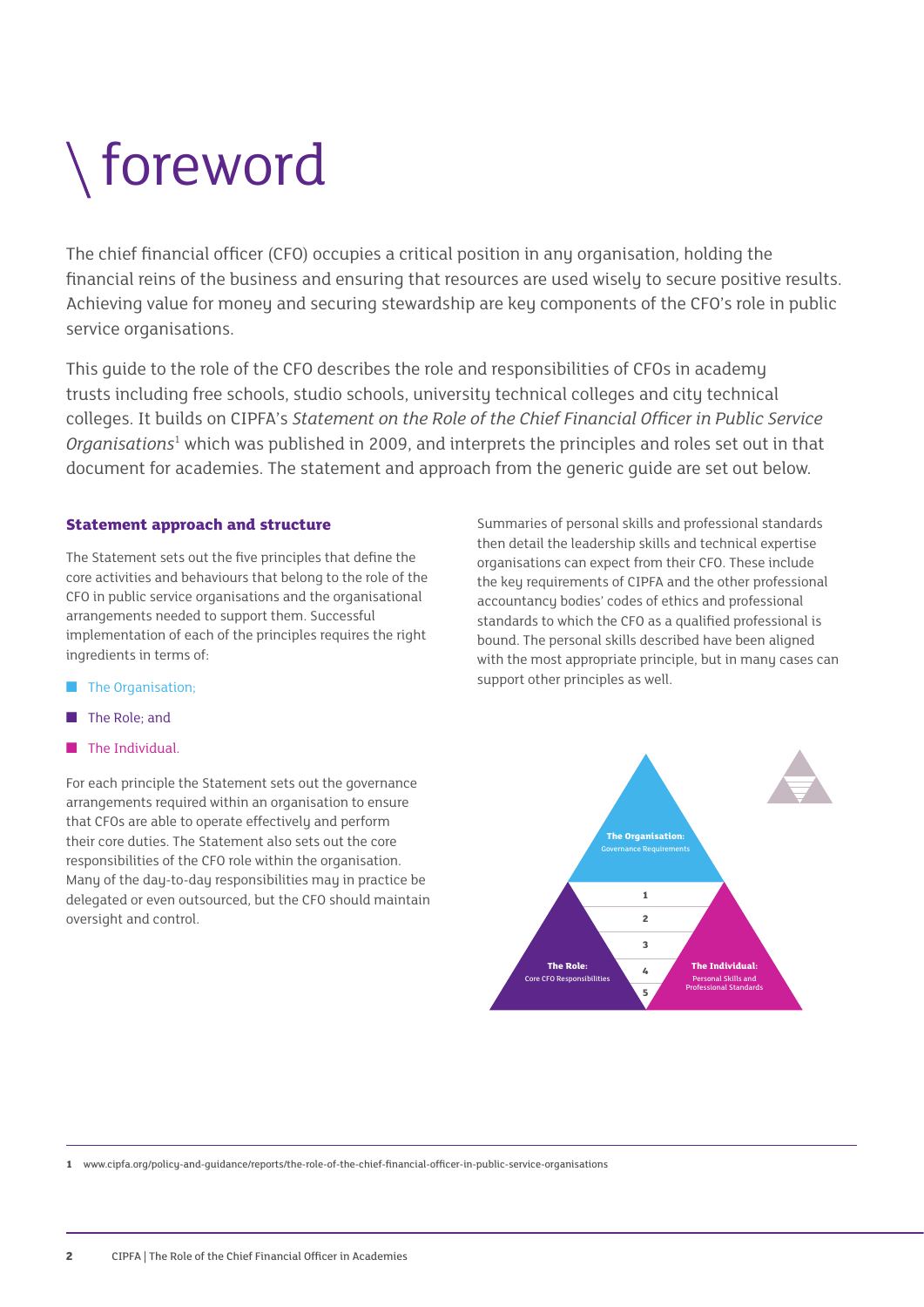# \ foreword

The chief financial officer (CFO) occupies a critical position in any organisation, holding the financial reins of the business and ensuring that resources are used wisely to secure positive results. Achieving value for money and securing stewardship are key components of the CFO's role in public service organisations.

This guide to the role of the CFO describes the role and responsibilities of CFOs in academy trusts including free schools, studio schools, university technical colleges and city technical colleges. It builds on CIPFA's *Statement on the Role of the Chief Financial Officer in Public Service Organisations*[1] which was published in 2009, and interprets the principles and roles set out in that document for academies. The statement and approach from the generic guide are set out below.

### Statement approach and structure

The Statement sets out the five principles that define the core activities and behaviours that belong to the role of the CFO in public service organisations and the organisational arrangements needed to support them. Successful implementation of each of the principles requires the right ingredients in terms of:

- The Organisation;
- The Role; and
- The Individual.

For each principle the Statement sets out the governance arrangements required within an organisation to ensure that CFOs are able to operate effectively and perform their core duties. The Statement also sets out the core responsibilities of the CFO role within the organisation. Many of the day-to-day responsibilities may in practice be delegated or even outsourced, but the CFO should maintain oversight and control.

Summaries of personal skills and professional standards then detail the leadership skills and technical expertise organisations can expect from their CFO. These include the key requirements of CIPFA and the other professional accountancy bodies' codes of ethics and professional standards to which the CFO as a qualified professional is bound. The personal skills described have been aligned with the most appropriate principle, but in many cases can support other principles as well.

**The Organisation:** Governance Requirements

**The Role:** Core CFO Responsibilities

**The Individual:** Personal Skills and Professional Standards

1
2
3
4
5

1 www.cipfa.org/policy-and-guidance/reports/the-role-of-the-chief-financial-officer-in-public-service-organisations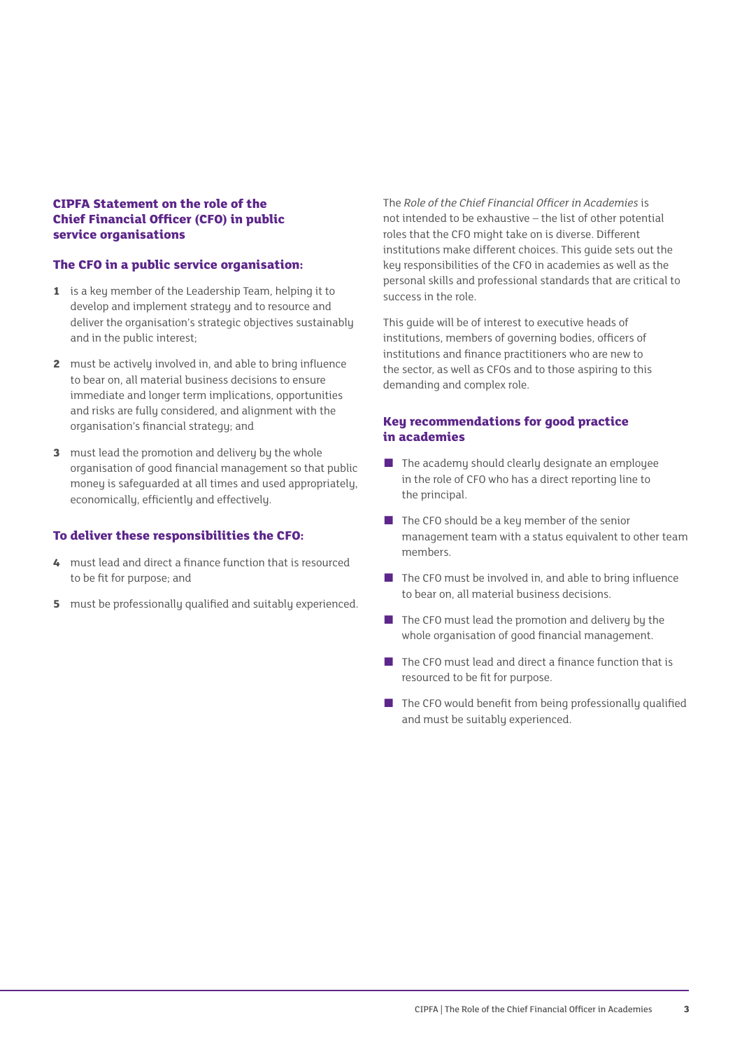## CIPFA Statement on the role of the Chief Financial Officer (CFO) in public service organisations

### The CFO in a public service organisation:

1. is a key member of the Leadership Team, helping it to develop and implement strategy and to resource and deliver the organisation's strategic objectives sustainably and in the public interest;
2. must be actively involved in, and able to bring influence to bear on, all material business decisions to ensure immediate and longer term implications, opportunities and risks are fully considered, and alignment with the organisation's financial strategy; and
3. must lead the promotion and delivery by the whole organisation of good financial management so that public money is safeguarded at all times and used appropriately, economically, efficiently and effectively.

### To deliver these responsibilities the CFO:

4. must lead and direct a finance function that is resourced to be fit for purpose; and
5. must be professionally qualified and suitably experienced.

The *Role of the Chief Financial Officer in Academies* is not intended to be exhaustive – the list of other potential roles that the CFO might take on is diverse. Different institutions make different choices. This guide sets out the key responsibilities of the CFO in academies as well as the personal skills and professional standards that are critical to success in the role.

This guide will be of interest to executive heads of institutions, members of governing bodies, officers of institutions and finance practitioners who are new to the sector, as well as CFOs and to those aspiring to this demanding and complex role.

### Key recommendations for good practice in academies

- The academy should clearly designate an employee in the role of CFO who has a direct reporting line to the principal.
- The CFO should be a key member of the senior management team with a status equivalent to other team members.
- The CFO must be involved in, and able to bring influence to bear on, all material business decisions.
- The CFO must lead the promotion and delivery by the whole organisation of good financial management.
- The CFO must lead and direct a finance function that is resourced to be fit for purpose.
- The CFO would benefit from being professionally qualified and must be suitably experienced.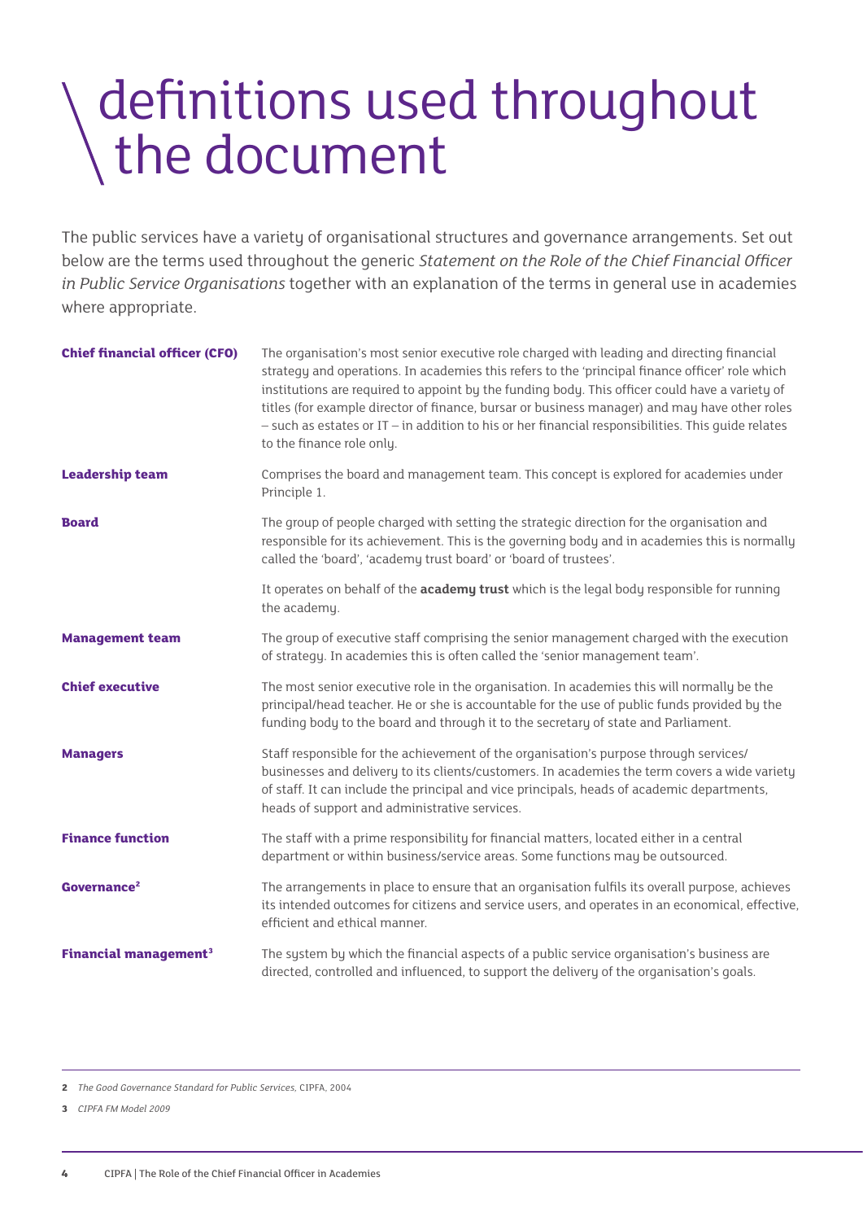# definitions used throughout the document

The public services have a variety of organisational structures and governance arrangements. Set out below are the terms used throughout the generic *Statement on the Role of the Chief Financial Officer in Public Service Organisations* together with an explanation of the terms in general use in academies where appropriate.

| | |
|---|---|
| **Chief financial officer (CFO)** | The organisation's most senior executive role charged with leading and directing financial strategy and operations. In academies this refers to the 'principal finance officer' role which institutions are required to appoint by the funding body. This officer could have a variety of titles (for example director of finance, bursar or business manager) and may have other roles – such as estates or IT – in addition to his or her financial responsibilities. This guide relates to the finance role only. |
| **Leadership team** | Comprises the board and management team. This concept is explored for academies under Principle 1. |
| **Board** | The group of people charged with setting the strategic direction for the organisation and responsible for its achievement. This is the governing body and in academies this is normally called the 'board', 'academy trust board' or 'board of trustees'.<br><br>It operates on behalf of the **academy trust** which is the legal body responsible for running the academy. |
| **Management team** | The group of executive staff comprising the senior management charged with the execution of strategy. In academies this is often called the 'senior management team'. |
| **Chief executive** | The most senior executive role in the organisation. In academies this will normally be the principal/head teacher. He or she is accountable for the use of public funds provided by the funding body to the board and through it to the secretary of state and Parliament. |
| **Managers** | Staff responsible for the achievement of the organisation's purpose through services/businesses and delivery to its clients/customers. In academies the term covers a wide variety of staff. It can include the principal and vice principals, heads of academic departments, heads of support and administrative services. |
| **Finance function** | The staff with a prime responsibility for financial matters, located either in a central department or within business/service areas. Some functions may be outsourced. |
| **Governance**[2] | The arrangements in place to ensure that an organisation fulfils its overall purpose, achieves its intended outcomes for citizens and service users, and operates in an economical, effective, efficient and ethical manner. |
| **Financial management**[3] | The system by which the financial aspects of a public service organisation's business are directed, controlled and influenced, to support the delivery of the organisation's goals. |

---

**2** *The Good Governance Standard for Public Services*, CIPFA, 2004

**3** *CIPFA FM Model 2009*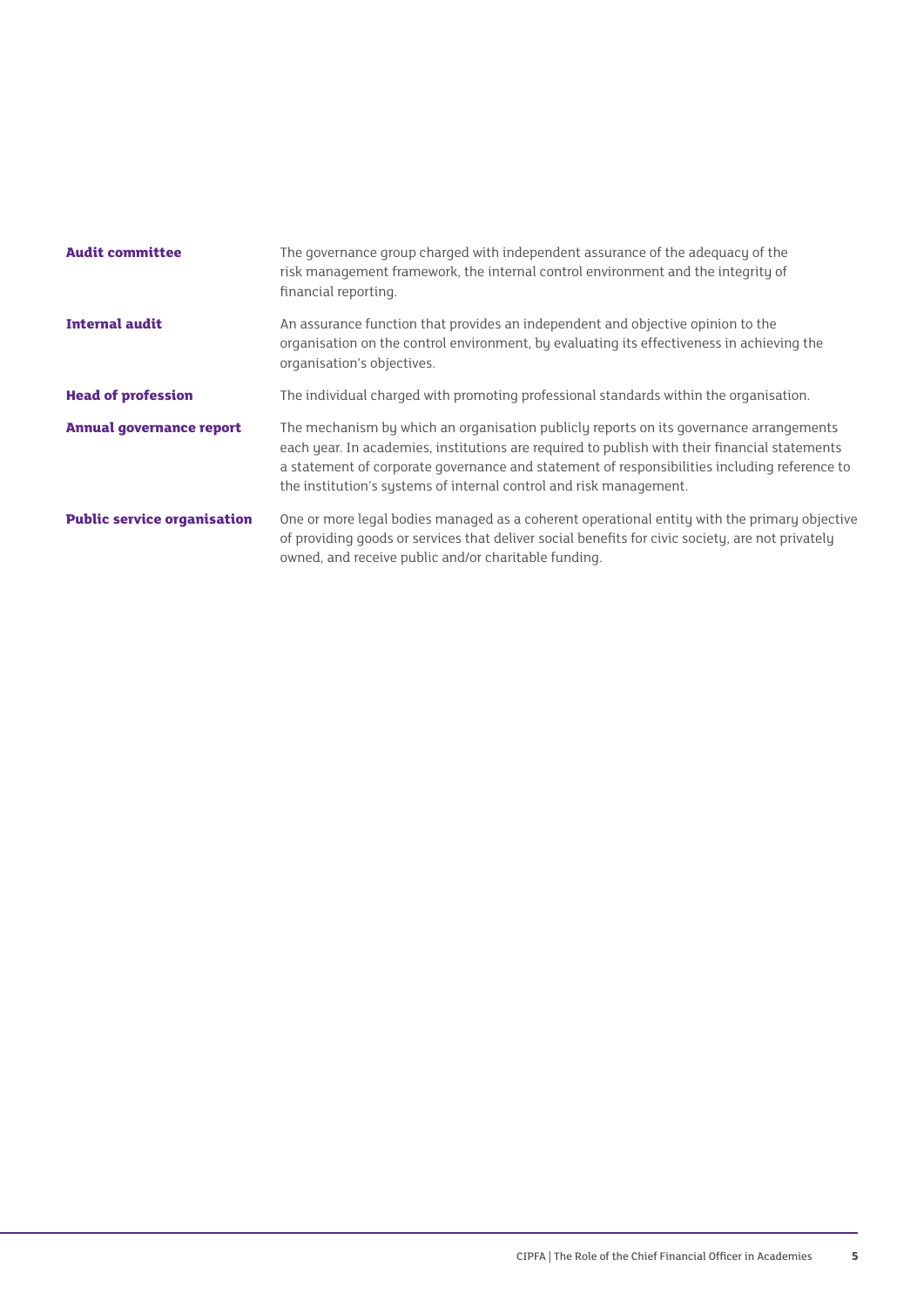| | |
|---|---|
| **Audit committee** | The governance group charged with independent assurance of the adequacy of the risk management framework, the internal control environment and the integrity of financial reporting. |
| **Internal audit** | An assurance function that provides an independent and objective opinion to the organisation on the control environment, by evaluating its effectiveness in achieving the organisation's objectives. |
| **Head of profession** | The individual charged with promoting professional standards within the organisation. |
| **Annual governance report** | The mechanism by which an organisation publicly reports on its governance arrangements each year. In academies, institutions are required to publish with their financial statements a statement of corporate governance and statement of responsibilities including reference to the institution's systems of internal control and risk management. |
| **Public service organisation** | One or more legal bodies managed as a coherent operational entity with the primary objective of providing goods or services that deliver social benefits for civic society, are not privately owned, and receive public and/or charitable funding. |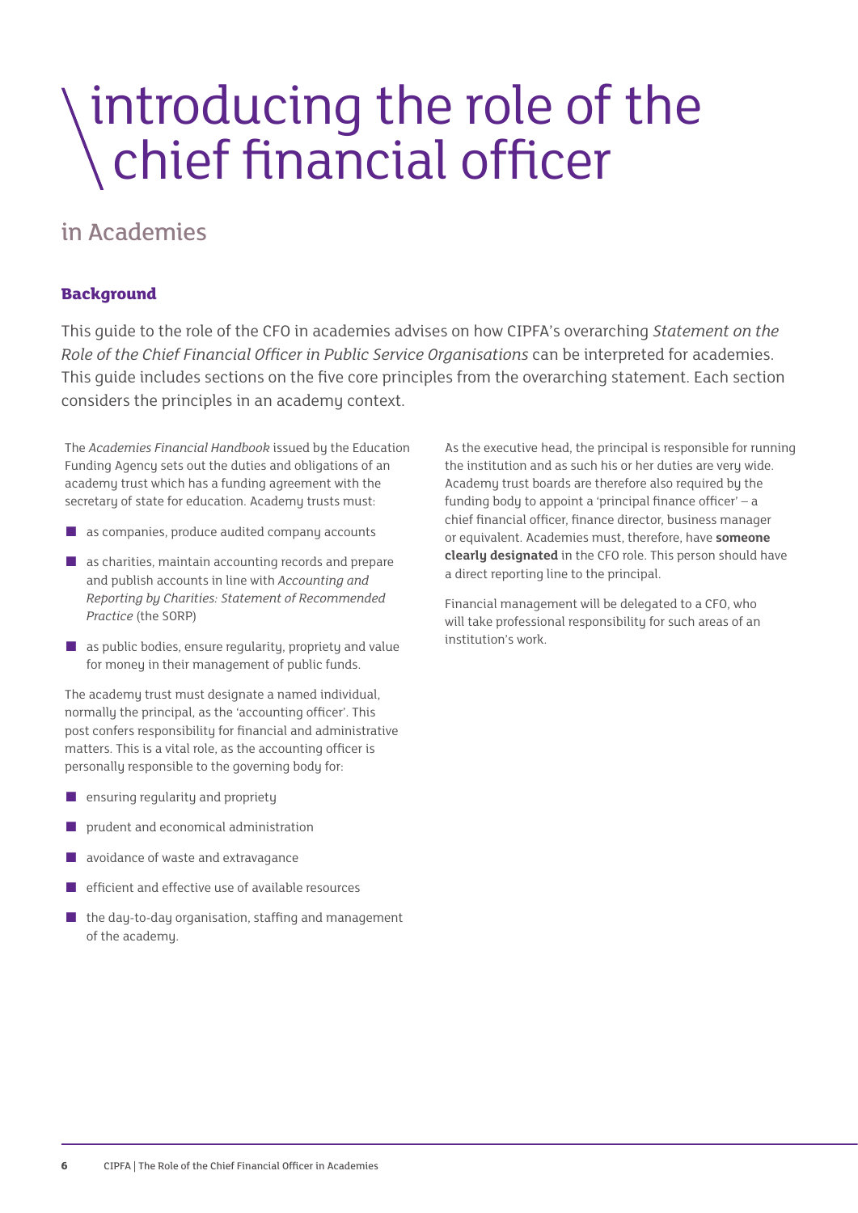# introducing the role of the chief financial officer

## in Academies

### Background

This guide to the role of the CFO in academies advises on how CIPFA's overarching *Statement on the Role of the Chief Financial Officer in Public Service Organisations* can be interpreted for academies. This guide includes sections on the five core principles from the overarching statement. Each section considers the principles in an academy context.

The *Academies Financial Handbook* issued by the Education Funding Agency sets out the duties and obligations of an academy trust which has a funding agreement with the secretary of state for education. Academy trusts must:

- as companies, produce audited company accounts
- as charities, maintain accounting records and prepare and publish accounts in line with *Accounting and Reporting by Charities: Statement of Recommended Practice* (the SORP)
- as public bodies, ensure regularity, propriety and value for money in their management of public funds.

The academy trust must designate a named individual, normally the principal, as the 'accounting officer'. This post confers responsibility for financial and administrative matters. This is a vital role, as the accounting officer is personally responsible to the governing body for:

- ensuring regularity and propriety
- prudent and economical administration
- avoidance of waste and extravagance
- efficient and effective use of available resources
- the day-to-day organisation, staffing and management of the academy.

As the executive head, the principal is responsible for running the institution and as such his or her duties are very wide. Academy trust boards are therefore also required by the funding body to appoint a 'principal finance officer' – a chief financial officer, finance director, business manager or equivalent. Academies must, therefore, have **someone clearly designated** in the CFO role. This person should have a direct reporting line to the principal.

Financial management will be delegated to a CFO, who will take professional responsibility for such areas of an institution's work.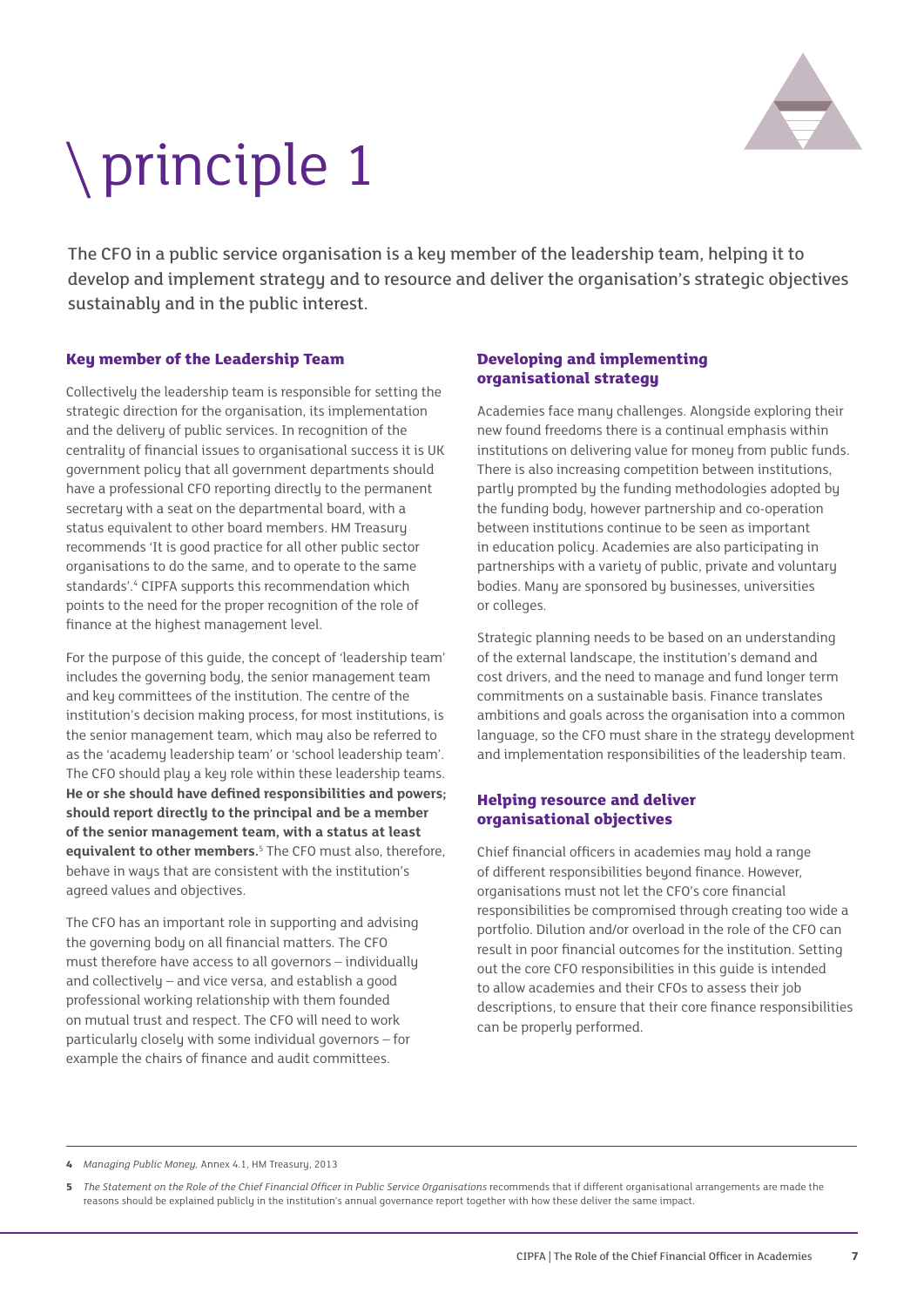# \ principle 1

The CFO in a public service organisation is a key member of the leadership team, helping it to develop and implement strategy and to resource and deliver the organisation's strategic objectives sustainably and in the public interest.

### Key member of the Leadership Team

Collectively the leadership team is responsible for setting the strategic direction for the organisation, its implementation and the delivery of public services. In recognition of the centrality of financial issues to organisational success it is UK government policy that all government departments should have a professional CFO reporting directly to the permanent secretary with a seat on the departmental board, with a status equivalent to other board members. HM Treasury recommends 'It is good practice for all other public sector organisations to do the same, and to operate to the same standards'.[4] CIPFA supports this recommendation which points to the need for the proper recognition of the role of finance at the highest management level.

For the purpose of this guide, the concept of 'leadership team' includes the governing body, the senior management team and key committees of the institution. The centre of the institution's decision making process, for most institutions, is the senior management team, which may also be referred to as the 'academy leadership team' or 'school leadership team'. The CFO should play a key role within these leadership teams. **He or she should have defined responsibilities and powers; should report directly to the principal and be a member of the senior management team, with a status at least equivalent to other members.**[5] The CFO must also, therefore, behave in ways that are consistent with the institution's agreed values and objectives.

The CFO has an important role in supporting and advising the governing body on all financial matters. The CFO must therefore have access to all governors – individually and collectively – and vice versa, and establish a good professional working relationship with them founded on mutual trust and respect. The CFO will need to work particularly closely with some individual governors – for example the chairs of finance and audit committees.

### Developing and implementing organisational strategy

Academies face many challenges. Alongside exploring their new found freedoms there is a continual emphasis within institutions on delivering value for money from public funds. There is also increasing competition between institutions, partly prompted by the funding methodologies adopted by the funding body, however partnership and co-operation between institutions continue to be seen as important in education policy. Academies are also participating in partnerships with a variety of public, private and voluntary bodies. Many are sponsored by businesses, universities or colleges.

Strategic planning needs to be based on an understanding of the external landscape, the institution's demand and cost drivers, and the need to manage and fund longer term commitments on a sustainable basis. Finance translates ambitions and goals across the organisation into a common language, so the CFO must share in the strategy development and implementation responsibilities of the leadership team.

### Helping resource and deliver organisational objectives

Chief financial officers in academies may hold a range of different responsibilities beyond finance. However, organisations must not let the CFO's core financial responsibilities be compromised through creating too wide a portfolio. Dilution and/or overload in the role of the CFO can result in poor financial outcomes for the institution. Setting out the core CFO responsibilities in this guide is intended to allow academies and their CFOs to assess their job descriptions, to ensure that their core finance responsibilities can be properly performed.

---

**4** *Managing Public Money*, Annex 4.1, HM Treasury, 2013

**5** *The Statement on the Role of the Chief Financial Officer in Public Service Organisations* recommends that if different organisational arrangements are made the reasons should be explained publicly in the institution's annual governance report together with how these deliver the same impact.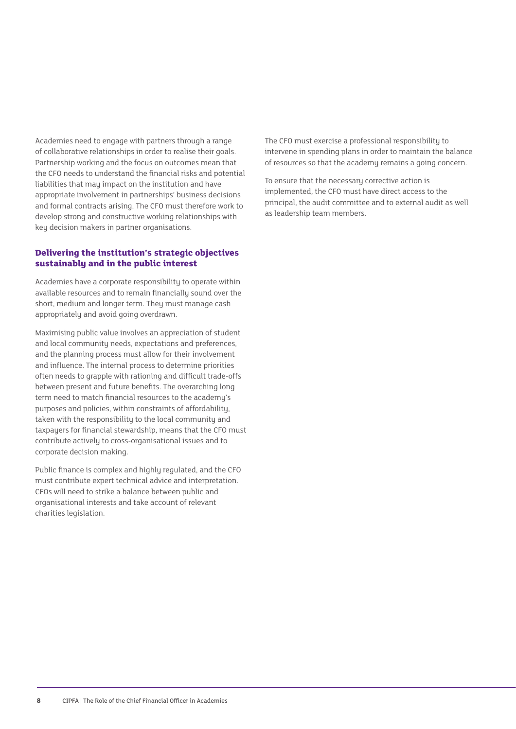Academies need to engage with partners through a range of collaborative relationships in order to realise their goals. Partnership working and the focus on outcomes mean that the CFO needs to understand the financial risks and potential liabilities that may impact on the institution and have appropriate involvement in partnerships' business decisions and formal contracts arising. The CFO must therefore work to develop strong and constructive working relationships with key decision makers in partner organisations.

### Delivering the institution's strategic objectives sustainably and in the public interest

Academies have a corporate responsibility to operate within available resources and to remain financially sound over the short, medium and longer term. They must manage cash appropriately and avoid going overdrawn.

Maximising public value involves an appreciation of student and local community needs, expectations and preferences, and the planning process must allow for their involvement and influence. The internal process to determine priorities often needs to grapple with rationing and difficult trade-offs between present and future benefits. The overarching long term need to match financial resources to the academy's purposes and policies, within constraints of affordability, taken with the responsibility to the local community and taxpayers for financial stewardship, means that the CFO must contribute actively to cross-organisational issues and to corporate decision making.

Public finance is complex and highly regulated, and the CFO must contribute expert technical advice and interpretation. CFOs will need to strike a balance between public and organisational interests and take account of relevant charities legislation.

The CFO must exercise a professional responsibility to intervene in spending plans in order to maintain the balance of resources so that the academy remains a going concern.

To ensure that the necessary corrective action is implemented, the CFO must have direct access to the principal, the audit committee and to external audit as well as leadership team members.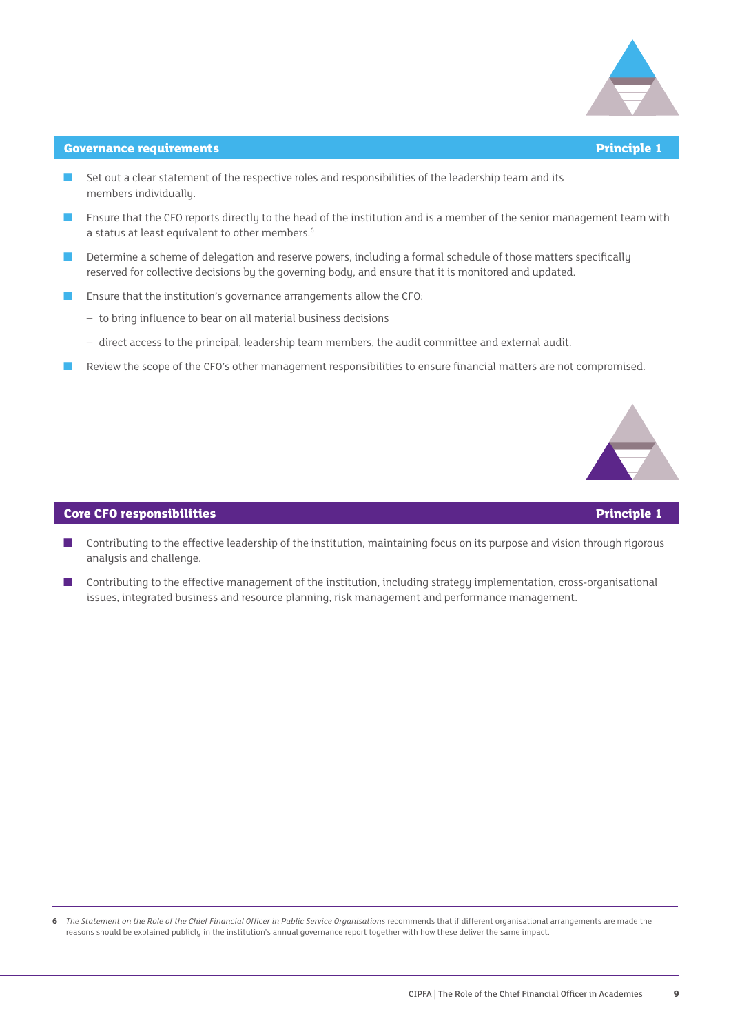## Governance requirements — Principle 1

- Set out a clear statement of the respective roles and responsibilities of the leadership team and its members individually.
- Ensure that the CFO reports directly to the head of the institution and is a member of the senior management team with a status at least equivalent to other members.[6]
- Determine a scheme of delegation and reserve powers, including a formal schedule of those matters specifically reserved for collective decisions by the governing body, and ensure that it is monitored and updated.
- Ensure that the institution's governance arrangements allow the CFO:
  - to bring influence to bear on all material business decisions
  - direct access to the principal, leadership team members, the audit committee and external audit.
- Review the scope of the CFO's other management responsibilities to ensure financial matters are not compromised.

## Core CFO responsibilities — Principle 1

- Contributing to the effective leadership of the institution, maintaining focus on its purpose and vision through rigorous analysis and challenge.
- Contributing to the effective management of the institution, including strategy implementation, cross-organisational issues, integrated business and resource planning, risk management and performance management.

---

6 *The Statement on the Role of the Chief Financial Officer in Public Service Organisations* recommends that if different organisational arrangements are made the reasons should be explained publicly in the institution's annual governance report together with how these deliver the same impact.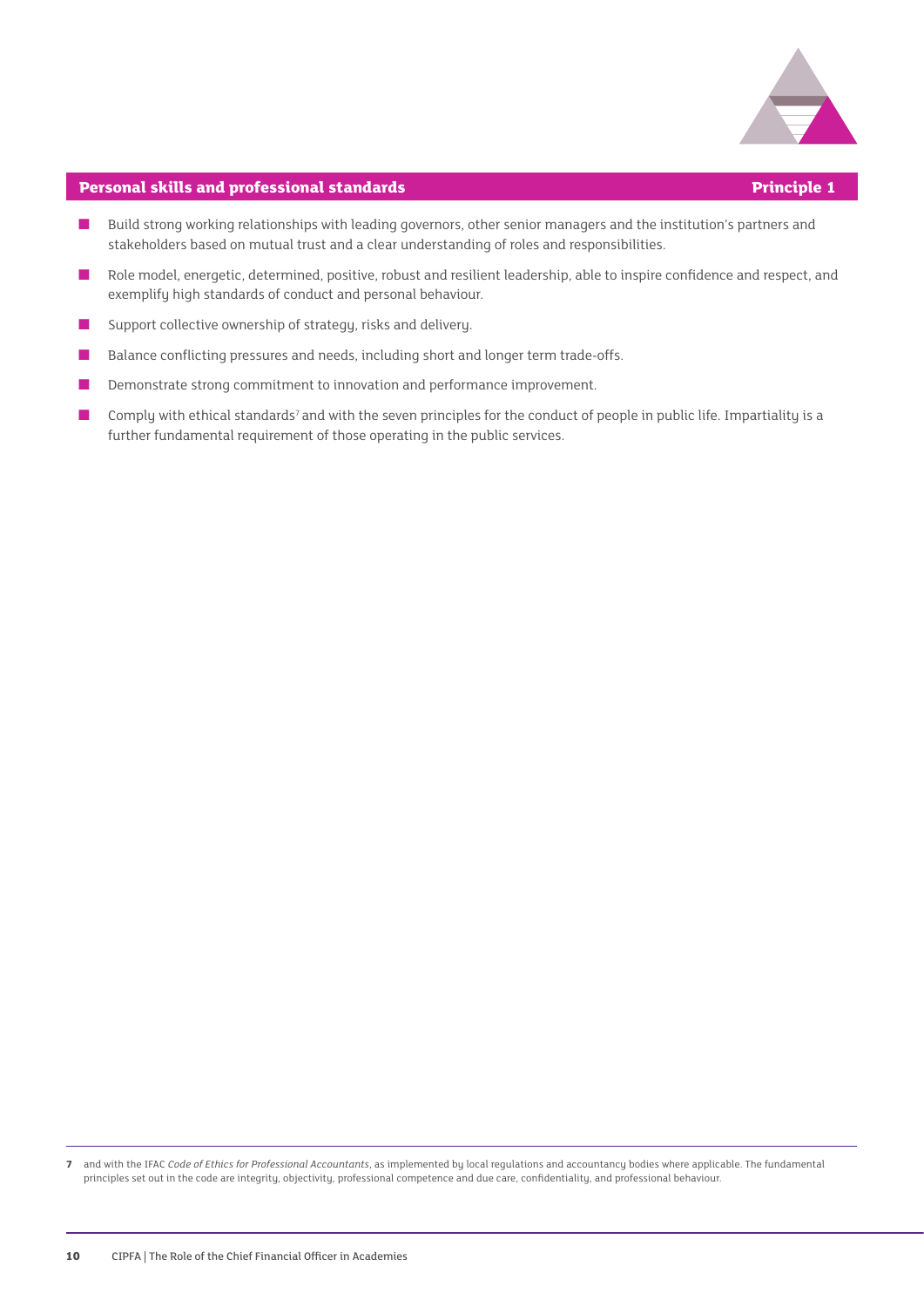## Personal skills and professional standards — Principle 1

- Build strong working relationships with leading governors, other senior managers and the institution's partners and stakeholders based on mutual trust and a clear understanding of roles and responsibilities.
- Role model, energetic, determined, positive, robust and resilient leadership, able to inspire confidence and respect, and exemplify high standards of conduct and personal behaviour.
- Support collective ownership of strategy, risks and delivery.
- Balance conflicting pressures and needs, including short and longer term trade-offs.
- Demonstrate strong commitment to innovation and performance improvement.
- Comply with ethical standards[7] and with the seven principles for the conduct of people in public life. Impartiality is a further fundamental requirement of those operating in the public services.

---

**7** and with the IFAC *Code of Ethics for Professional Accountants*, as implemented by local regulations and accountancy bodies where applicable. The fundamental principles set out in the code are integrity, objectivity, professional competence and due care, confidentiality, and professional behaviour.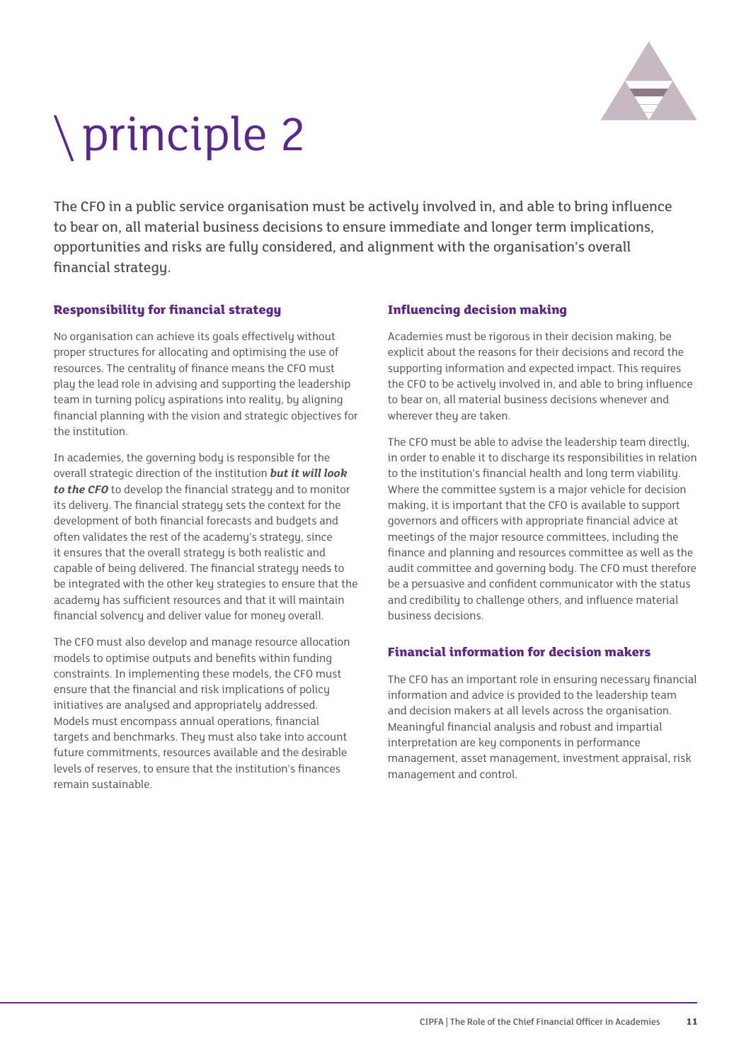# \ principle 2

The CFO in a public service organisation must be actively involved in, and able to bring influence to bear on, all material business decisions to ensure immediate and longer term implications, opportunities and risks are fully considered, and alignment with the organisation's overall financial strategy.

### Responsibility for financial strategy

No organisation can achieve its goals effectively without proper structures for allocating and optimising the use of resources. The centrality of finance means the CFO must play the lead role in advising and supporting the leadership team in turning policy aspirations into reality, by aligning financial planning with the vision and strategic objectives for the institution.

In academies, the governing body is responsible for the overall strategic direction of the institution ***but it will look to the CFO*** to develop the financial strategy and to monitor its delivery. The financial strategy sets the context for the development of both financial forecasts and budgets and often validates the rest of the academy's strategy, since it ensures that the overall strategy is both realistic and capable of being delivered. The financial strategy needs to be integrated with the other key strategies to ensure that the academy has sufficient resources and that it will maintain financial solvency and deliver value for money overall.

The CFO must also develop and manage resource allocation models to optimise outputs and benefits within funding constraints. In implementing these models, the CFO must ensure that the financial and risk implications of policy initiatives are analysed and appropriately addressed. Models must encompass annual operations, financial targets and benchmarks. They must also take into account future commitments, resources available and the desirable levels of reserves, to ensure that the institution's finances remain sustainable.

### Influencing decision making

Academies must be rigorous in their decision making, be explicit about the reasons for their decisions and record the supporting information and expected impact. This requires the CFO to be actively involved in, and able to bring influence to bear on, all material business decisions whenever and wherever they are taken.

The CFO must be able to advise the leadership team directly, in order to enable it to discharge its responsibilities in relation to the institution's financial health and long term viability. Where the committee system is a major vehicle for decision making, it is important that the CFO is available to support governors and officers with appropriate financial advice at meetings of the major resource committees, including the finance and planning and resources committee as well as the audit committee and governing body. The CFO must therefore be a persuasive and confident communicator with the status and credibility to challenge others, and influence material business decisions.

### Financial information for decision makers

The CFO has an important role in ensuring necessary financial information and advice is provided to the leadership team and decision makers at all levels across the organisation. Meaningful financial analysis and robust and impartial interpretation are key components in performance management, asset management, investment appraisal, risk management and control.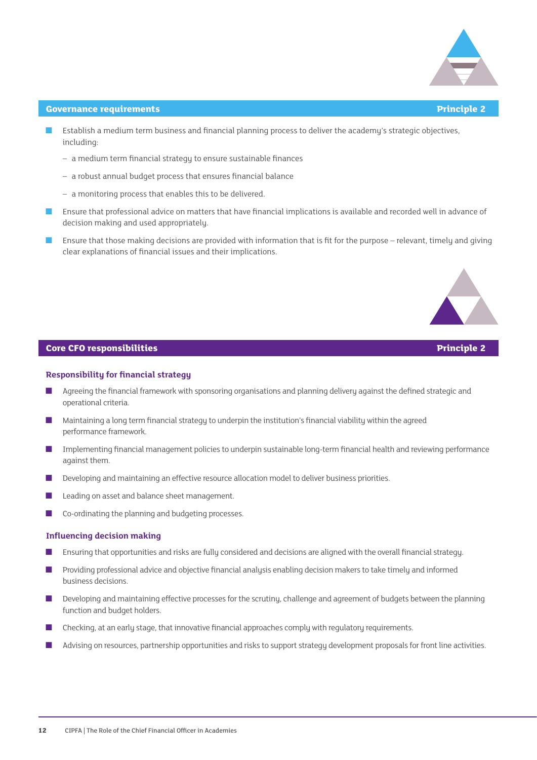## Governance requirements — Principle 2

- Establish a medium term business and financial planning process to deliver the academy's strategic objectives, including:
  - a medium term financial strategy to ensure sustainable finances
  - a robust annual budget process that ensures financial balance
  - a monitoring process that enables this to be delivered.
- Ensure that professional advice on matters that have financial implications is available and recorded well in advance of decision making and used appropriately.
- Ensure that those making decisions are provided with information that is fit for the purpose – relevant, timely and giving clear explanations of financial issues and their implications.

## Core CFO responsibilities — Principle 2

### Responsibility for financial strategy

- Agreeing the financial framework with sponsoring organisations and planning delivery against the defined strategic and operational criteria.
- Maintaining a long term financial strategy to underpin the institution's financial viability within the agreed performance framework.
- Implementing financial management policies to underpin sustainable long-term financial health and reviewing performance against them.
- Developing and maintaining an effective resource allocation model to deliver business priorities.
- Leading on asset and balance sheet management.
- Co-ordinating the planning and budgeting processes.

### Influencing decision making

- Ensuring that opportunities and risks are fully considered and decisions are aligned with the overall financial strategy.
- Providing professional advice and objective financial analysis enabling decision makers to take timely and informed business decisions.
- Developing and maintaining effective processes for the scrutiny, challenge and agreement of budgets between the planning function and budget holders.
- Checking, at an early stage, that innovative financial approaches comply with regulatory requirements.
- Advising on resources, partnership opportunities and risks to support strategy development proposals for front line activities.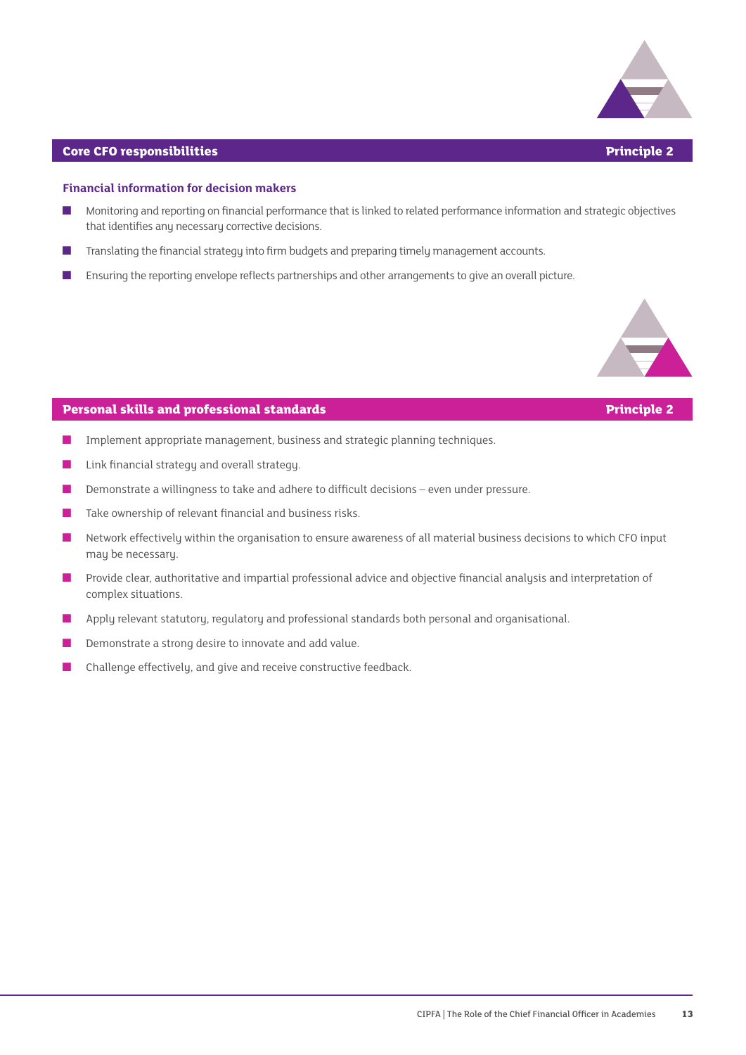## Core CFO responsibilities — Principle 2

### Financial information for decision makers

- Monitoring and reporting on financial performance that is linked to related performance information and strategic objectives that identifies any necessary corrective decisions.
- Translating the financial strategy into firm budgets and preparing timely management accounts.
- Ensuring the reporting envelope reflects partnerships and other arrangements to give an overall picture.

## Personal skills and professional standards — Principle 2

- Implement appropriate management, business and strategic planning techniques.
- Link financial strategy and overall strategy.
- Demonstrate a willingness to take and adhere to difficult decisions – even under pressure.
- Take ownership of relevant financial and business risks.
- Network effectively within the organisation to ensure awareness of all material business decisions to which CFO input may be necessary.
- Provide clear, authoritative and impartial professional advice and objective financial analysis and interpretation of complex situations.
- Apply relevant statutory, regulatory and professional standards both personal and organisational.
- Demonstrate a strong desire to innovate and add value.
- Challenge effectively, and give and receive constructive feedback.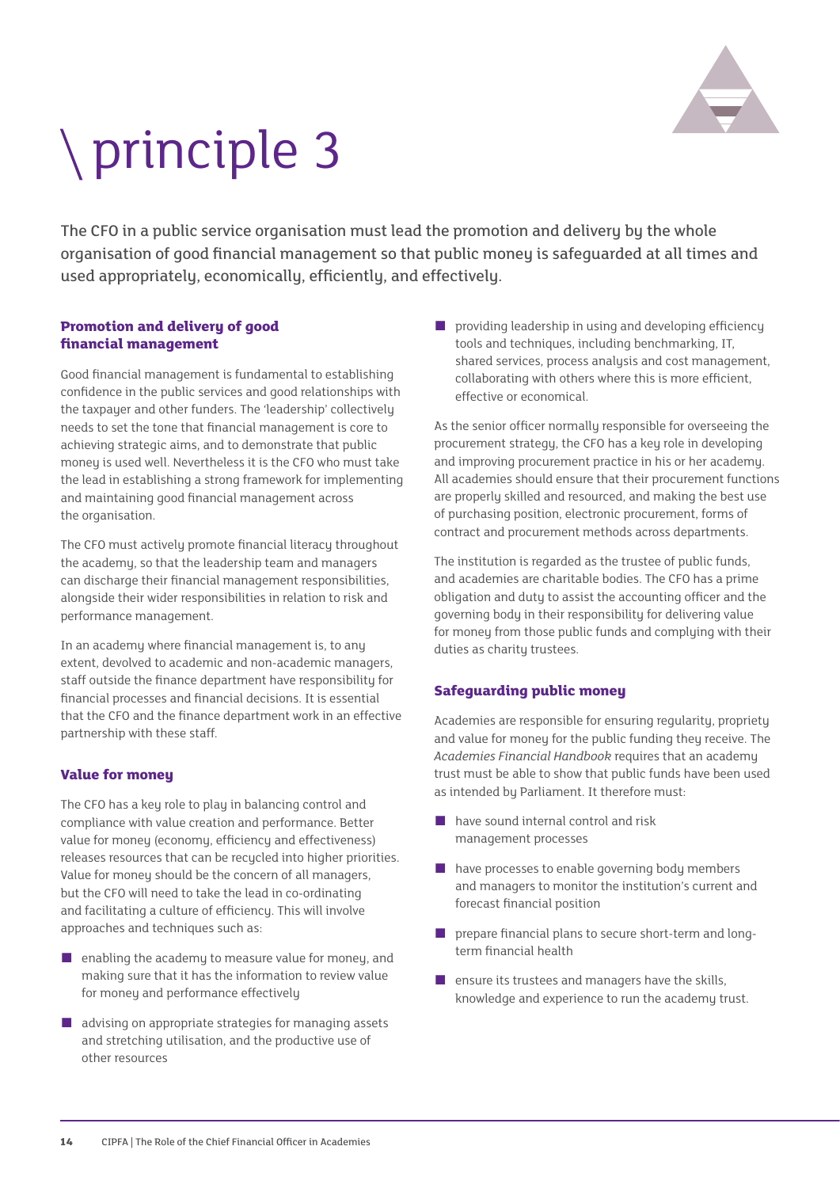# \ principle 3

The CFO in a public service organisation must lead the promotion and delivery by the whole organisation of good financial management so that public money is safeguarded at all times and used appropriately, economically, efficiently, and effectively.

### Promotion and delivery of good financial management

Good financial management is fundamental to establishing confidence in the public services and good relationships with the taxpayer and other funders. The 'leadership' collectively needs to set the tone that financial management is core to achieving strategic aims, and to demonstrate that public money is used well. Nevertheless it is the CFO who must take the lead in establishing a strong framework for implementing and maintaining good financial management across the organisation.

The CFO must actively promote financial literacy throughout the academy, so that the leadership team and managers can discharge their financial management responsibilities, alongside their wider responsibilities in relation to risk and performance management.

In an academy where financial management is, to any extent, devolved to academic and non-academic managers, staff outside the finance department have responsibility for financial processes and financial decisions. It is essential that the CFO and the finance department work in an effective partnership with these staff.

### Value for money

The CFO has a key role to play in balancing control and compliance with value creation and performance. Better value for money (economy, efficiency and effectiveness) releases resources that can be recycled into higher priorities. Value for money should be the concern of all managers, but the CFO will need to take the lead in co-ordinating and facilitating a culture of efficiency. This will involve approaches and techniques such as:

- enabling the academy to measure value for money, and making sure that it has the information to review value for money and performance effectively
- advising on appropriate strategies for managing assets and stretching utilisation, and the productive use of other resources
- providing leadership in using and developing efficiency tools and techniques, including benchmarking, IT, shared services, process analysis and cost management, collaborating with others where this is more efficient, effective or economical.

As the senior officer normally responsible for overseeing the procurement strategy, the CFO has a key role in developing and improving procurement practice in his or her academy. All academies should ensure that their procurement functions are properly skilled and resourced, and making the best use of purchasing position, electronic procurement, forms of contract and procurement methods across departments.

The institution is regarded as the trustee of public funds, and academies are charitable bodies. The CFO has a prime obligation and duty to assist the accounting officer and the governing body in their responsibility for delivering value for money from those public funds and complying with their duties as charity trustees.

### Safeguarding public money

Academies are responsible for ensuring regularity, propriety and value for money for the public funding they receive. The *Academies Financial Handbook* requires that an academy trust must be able to show that public funds have been used as intended by Parliament. It therefore must:

- have sound internal control and risk management processes
- have processes to enable governing body members and managers to monitor the institution's current and forecast financial position
- prepare financial plans to secure short-term and long-term financial health
- ensure its trustees and managers have the skills, knowledge and experience to run the academy trust.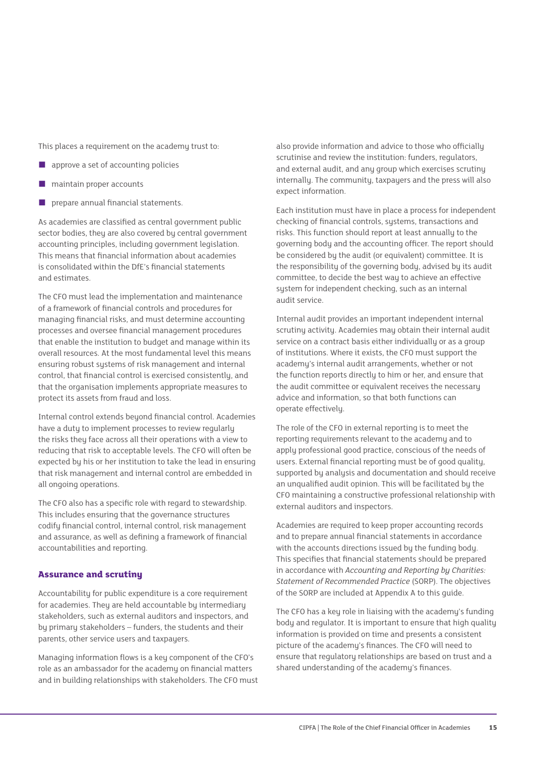This places a requirement on the academy trust to:

- approve a set of accounting policies
- maintain proper accounts
- prepare annual financial statements.

As academies are classified as central government public sector bodies, they are also covered by central government accounting principles, including government legislation. This means that financial information about academies is consolidated within the DfE's financial statements and estimates.

The CFO must lead the implementation and maintenance of a framework of financial controls and procedures for managing financial risks, and must determine accounting processes and oversee financial management procedures that enable the institution to budget and manage within its overall resources. At the most fundamental level this means ensuring robust systems of risk management and internal control, that financial control is exercised consistently, and that the organisation implements appropriate measures to protect its assets from fraud and loss.

Internal control extends beyond financial control. Academies have a duty to implement processes to review regularly the risks they face across all their operations with a view to reducing that risk to acceptable levels. The CFO will often be expected by his or her institution to take the lead in ensuring that risk management and internal control are embedded in all ongoing operations.

The CFO also has a specific role with regard to stewardship. This includes ensuring that the governance structures codify financial control, internal control, risk management and assurance, as well as defining a framework of financial accountabilities and reporting.

### Assurance and scrutiny

Accountability for public expenditure is a core requirement for academies. They are held accountable by intermediary stakeholders, such as external auditors and inspectors, and by primary stakeholders – funders, the students and their parents, other service users and taxpayers.

Managing information flows is a key component of the CFO's role as an ambassador for the academy on financial matters and in building relationships with stakeholders. The CFO must also provide information and advice to those who officially scrutinise and review the institution: funders, regulators, and external audit, and any group which exercises scrutiny internally. The community, taxpayers and the press will also expect information.

Each institution must have in place a process for independent checking of financial controls, systems, transactions and risks. This function should report at least annually to the governing body and the accounting officer. The report should be considered by the audit (or equivalent) committee. It is the responsibility of the governing body, advised by its audit committee, to decide the best way to achieve an effective system for independent checking, such as an internal audit service.

Internal audit provides an important independent internal scrutiny activity. Academies may obtain their internal audit service on a contract basis either individually or as a group of institutions. Where it exists, the CFO must support the academy's internal audit arrangements, whether or not the function reports directly to him or her, and ensure that the audit committee or equivalent receives the necessary advice and information, so that both functions can operate effectively.

The role of the CFO in external reporting is to meet the reporting requirements relevant to the academy and to apply professional good practice, conscious of the needs of users. External financial reporting must be of good quality, supported by analysis and documentation and should receive an unqualified audit opinion. This will be facilitated by the CFO maintaining a constructive professional relationship with external auditors and inspectors.

Academies are required to keep proper accounting records and to prepare annual financial statements in accordance with the accounts directions issued by the funding body. This specifies that financial statements should be prepared in accordance with *Accounting and Reporting by Charities: Statement of Recommended Practice* (SORP). The objectives of the SORP are included at Appendix A to this guide.

The CFO has a key role in liaising with the academy's funding body and regulator. It is important to ensure that high quality information is provided on time and presents a consistent picture of the academy's finances. The CFO will need to ensure that regulatory relationships are based on trust and a shared understanding of the academy's finances.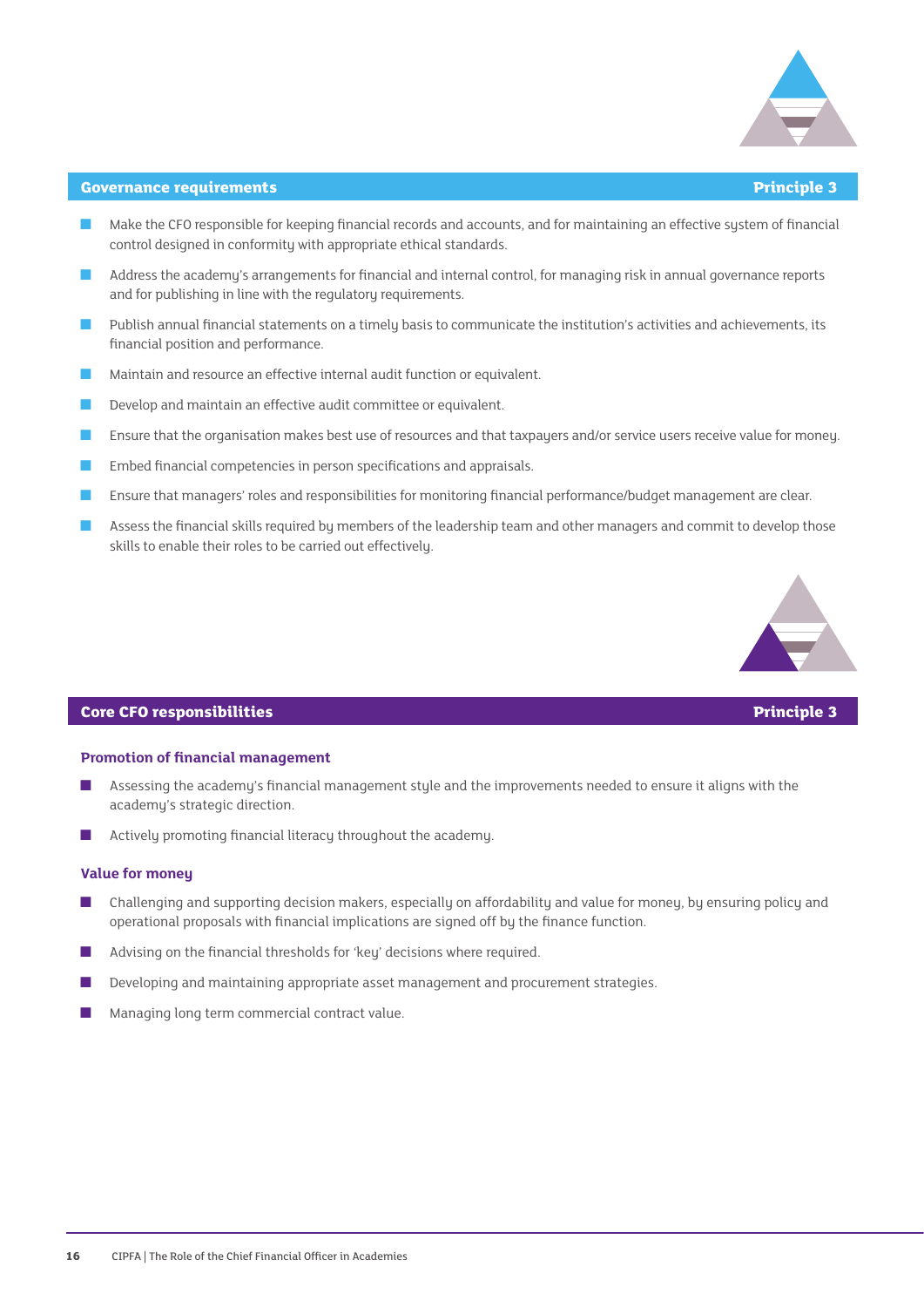## Governance requirements — Principle 3

- Make the CFO responsible for keeping financial records and accounts, and for maintaining an effective system of financial control designed in conformity with appropriate ethical standards.
- Address the academy's arrangements for financial and internal control, for managing risk in annual governance reports and for publishing in line with the regulatory requirements.
- Publish annual financial statements on a timely basis to communicate the institution's activities and achievements, its financial position and performance.
- Maintain and resource an effective internal audit function or equivalent.
- Develop and maintain an effective audit committee or equivalent.
- Ensure that the organisation makes best use of resources and that taxpayers and/or service users receive value for money.
- Embed financial competencies in person specifications and appraisals.
- Ensure that managers' roles and responsibilities for monitoring financial performance/budget management are clear.
- Assess the financial skills required by members of the leadership team and other managers and commit to develop those skills to enable their roles to be carried out effectively.

## Core CFO responsibilities — Principle 3

### Promotion of financial management

- Assessing the academy's financial management style and the improvements needed to ensure it aligns with the academy's strategic direction.
- Actively promoting financial literacy throughout the academy.

### Value for money

- Challenging and supporting decision makers, especially on affordability and value for money, by ensuring policy and operational proposals with financial implications are signed off by the finance function.
- Advising on the financial thresholds for 'key' decisions where required.
- Developing and maintaining appropriate asset management and procurement strategies.
- Managing long term commercial contract value.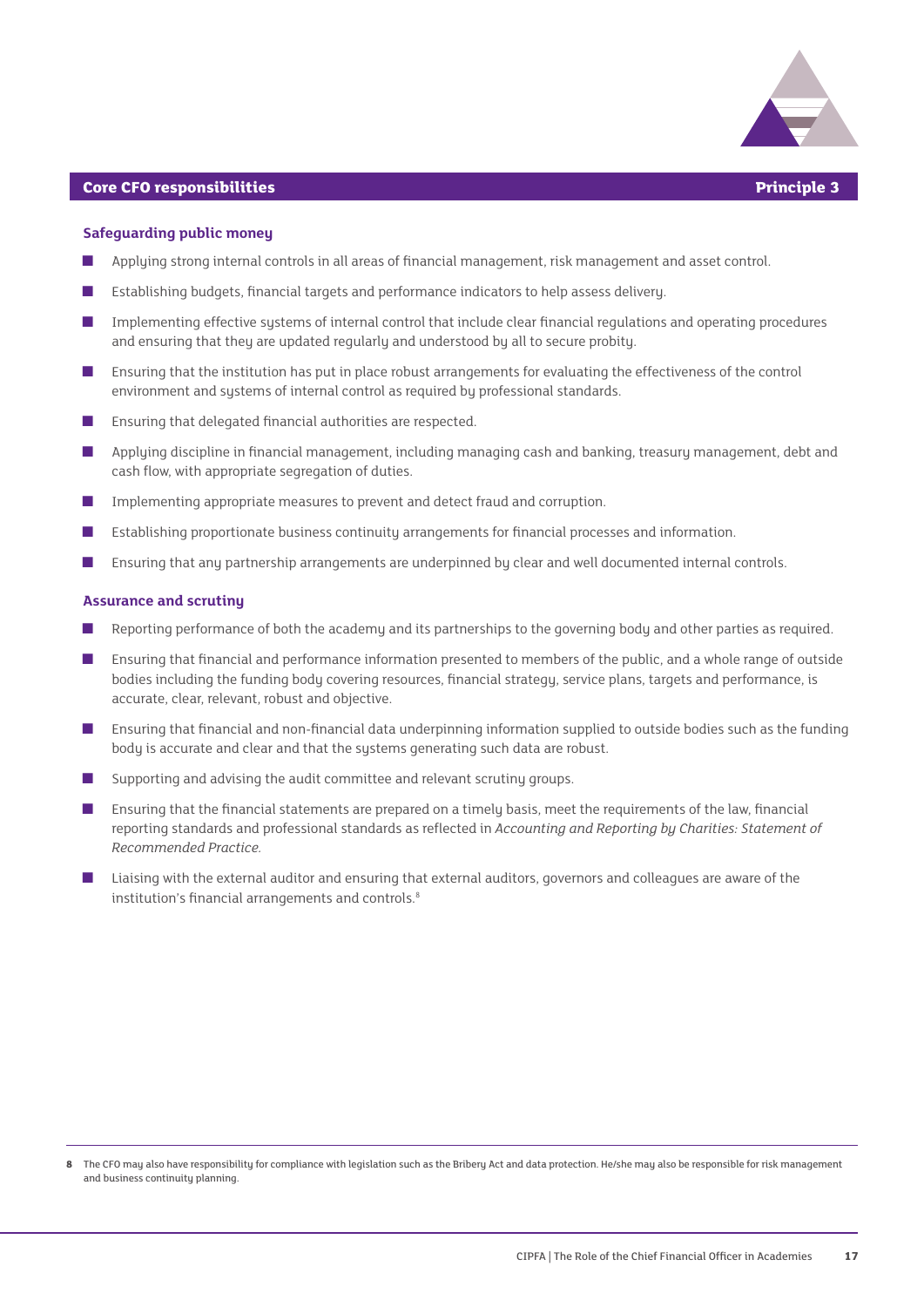## Core CFO responsibilities — Principle 3

### Safeguarding public money

- Applying strong internal controls in all areas of financial management, risk management and asset control.
- Establishing budgets, financial targets and performance indicators to help assess delivery.
- Implementing effective systems of internal control that include clear financial regulations and operating procedures and ensuring that they are updated regularly and understood by all to secure probity.
- Ensuring that the institution has put in place robust arrangements for evaluating the effectiveness of the control environment and systems of internal control as required by professional standards.
- Ensuring that delegated financial authorities are respected.
- Applying discipline in financial management, including managing cash and banking, treasury management, debt and cash flow, with appropriate segregation of duties.
- Implementing appropriate measures to prevent and detect fraud and corruption.
- Establishing proportionate business continuity arrangements for financial processes and information.
- Ensuring that any partnership arrangements are underpinned by clear and well documented internal controls.

### Assurance and scrutiny

- Reporting performance of both the academy and its partnerships to the governing body and other parties as required.
- Ensuring that financial and performance information presented to members of the public, and a whole range of outside bodies including the funding body covering resources, financial strategy, service plans, targets and performance, is accurate, clear, relevant, robust and objective.
- Ensuring that financial and non-financial data underpinning information supplied to outside bodies such as the funding body is accurate and clear and that the systems generating such data are robust.
- Supporting and advising the audit committee and relevant scrutiny groups.
- Ensuring that the financial statements are prepared on a timely basis, meet the requirements of the law, financial reporting standards and professional standards as reflected in *Accounting and Reporting by Charities: Statement of Recommended Practice*.
- Liaising with the external auditor and ensuring that external auditors, governors and colleagues are aware of the institution's financial arrangements and controls.[8]

---

8 The CFO may also have responsibility for compliance with legislation such as the Bribery Act and data protection. He/she may also be responsible for risk management and business continuity planning.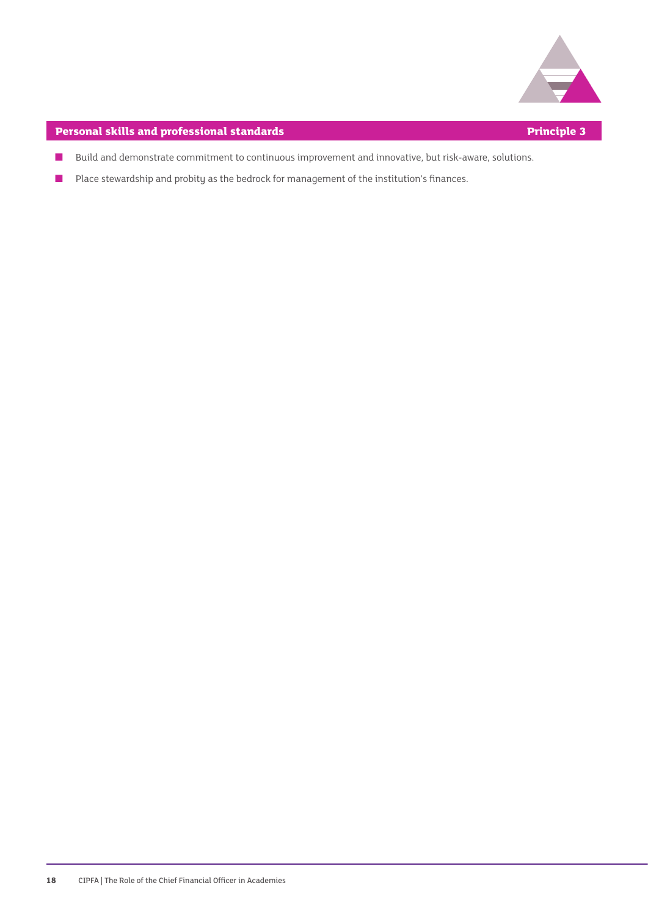## Personal skills and professional standards — Principle 3

- Build and demonstrate commitment to continuous improvement and innovative, but risk-aware, solutions.
- Place stewardship and probity as the bedrock for management of the institution's finances.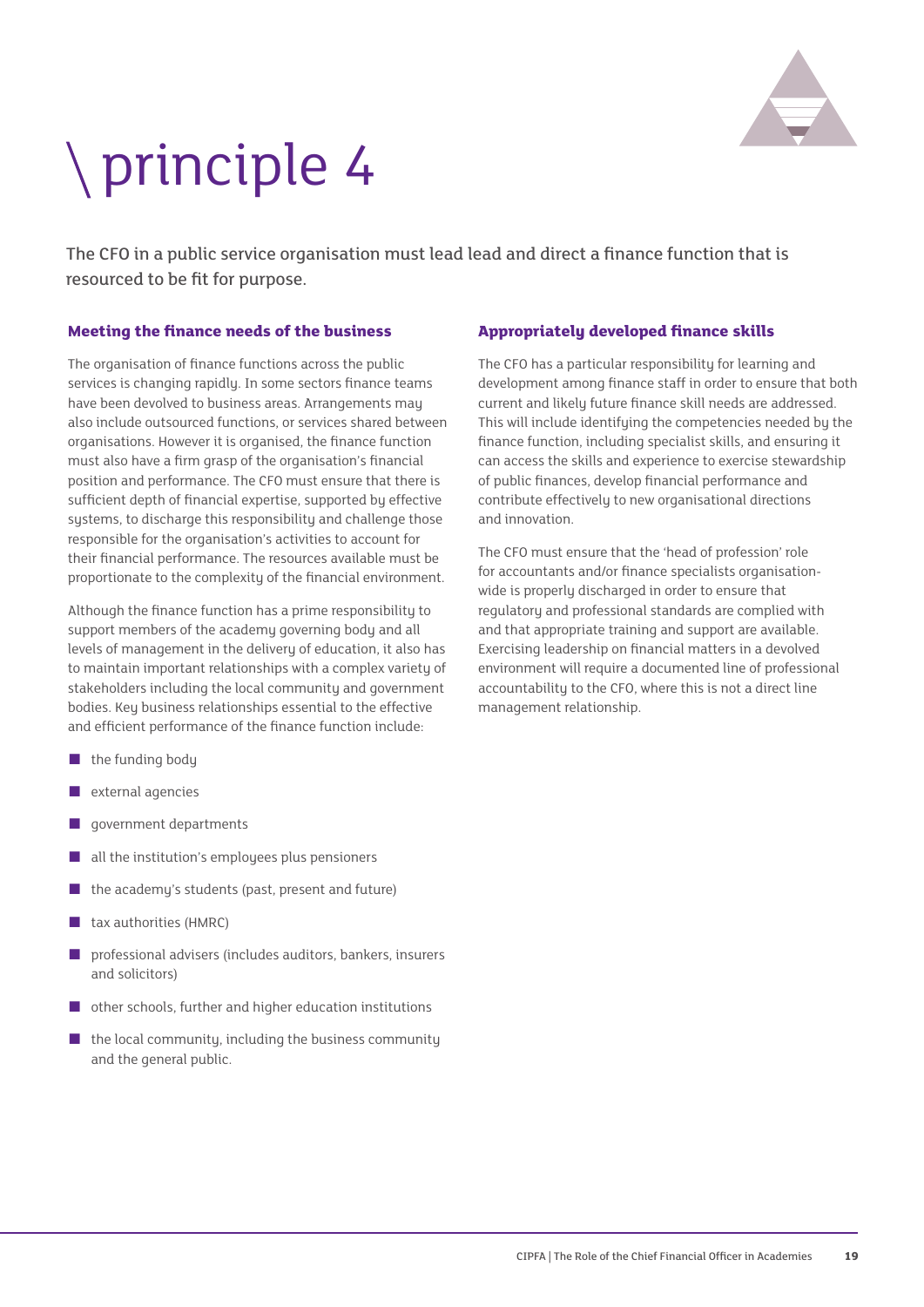# \ principle 4

The CFO in a public service organisation must lead lead and direct a finance function that is resourced to be fit for purpose.

### Meeting the finance needs of the business

The organisation of finance functions across the public services is changing rapidly. In some sectors finance teams have been devolved to business areas. Arrangements may also include outsourced functions, or services shared between organisations. However it is organised, the finance function must also have a firm grasp of the organisation's financial position and performance. The CFO must ensure that there is sufficient depth of financial expertise, supported by effective systems, to discharge this responsibility and challenge those responsible for the organisation's activities to account for their financial performance. The resources available must be proportionate to the complexity of the financial environment.

Although the finance function has a prime responsibility to support members of the academy governing body and all levels of management in the delivery of education, it also has to maintain important relationships with a complex variety of stakeholders including the local community and government bodies. Key business relationships essential to the effective and efficient performance of the finance function include:

- the funding body
- external agencies
- government departments
- all the institution's employees plus pensioners
- the academy's students (past, present and future)
- tax authorities (HMRC)
- professional advisers (includes auditors, bankers, insurers and solicitors)
- other schools, further and higher education institutions
- the local community, including the business community and the general public.

### Appropriately developed finance skills

The CFO has a particular responsibility for learning and development among finance staff in order to ensure that both current and likely future finance skill needs are addressed. This will include identifying the competencies needed by the finance function, including specialist skills, and ensuring it can access the skills and experience to exercise stewardship of public finances, develop financial performance and contribute effectively to new organisational directions and innovation.

The CFO must ensure that the 'head of profession' role for accountants and/or finance specialists organisation-wide is properly discharged in order to ensure that regulatory and professional standards are complied with and that appropriate training and support are available. Exercising leadership on financial matters in a devolved environment will require a documented line of professional accountability to the CFO, where this is not a direct line management relationship.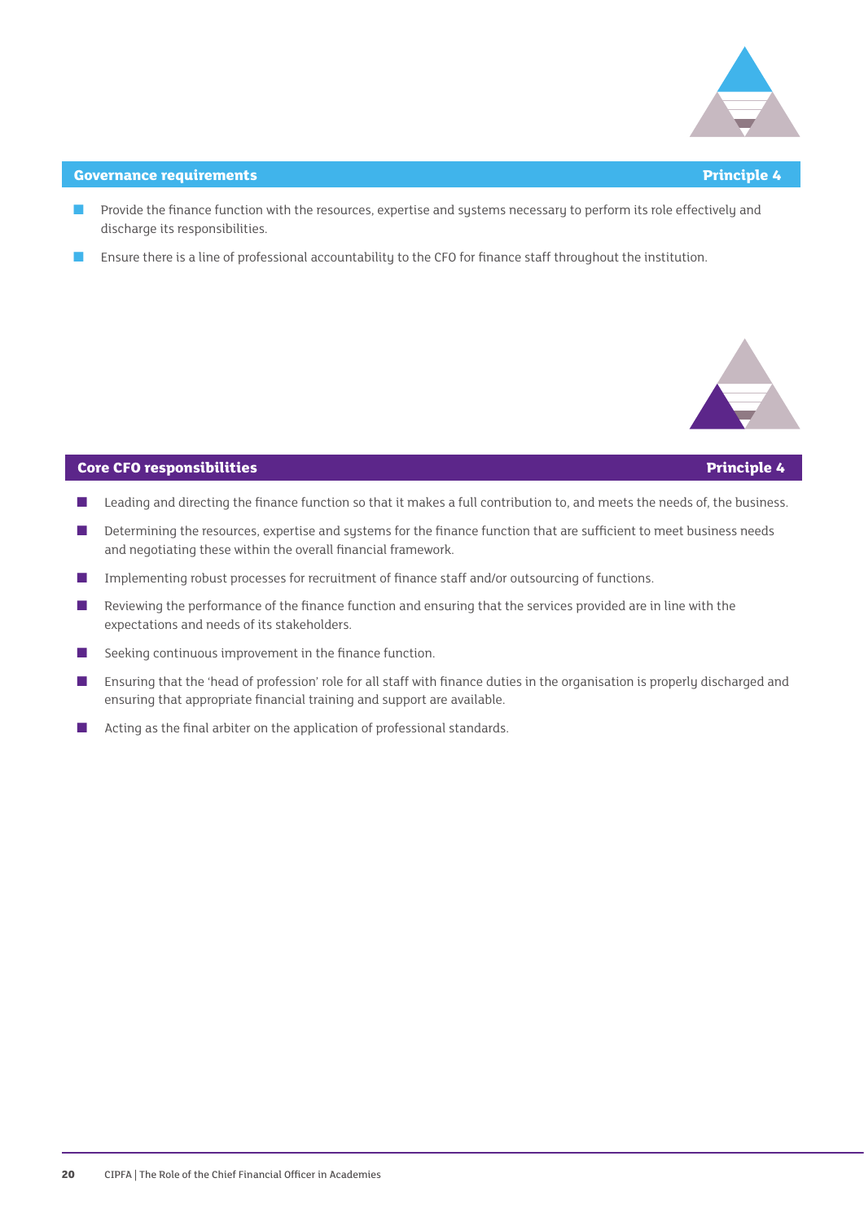## Governance requirements — Principle 4

- Provide the finance function with the resources, expertise and systems necessary to perform its role effectively and discharge its responsibilities.
- Ensure there is a line of professional accountability to the CFO for finance staff throughout the institution.

## Core CFO responsibilities — Principle 4

- Leading and directing the finance function so that it makes a full contribution to, and meets the needs of, the business.
- Determining the resources, expertise and systems for the finance function that are sufficient to meet business needs and negotiating these within the overall financial framework.
- Implementing robust processes for recruitment of finance staff and/or outsourcing of functions.
- Reviewing the performance of the finance function and ensuring that the services provided are in line with the expectations and needs of its stakeholders.
- Seeking continuous improvement in the finance function.
- Ensuring that the 'head of profession' role for all staff with finance duties in the organisation is properly discharged and ensuring that appropriate financial training and support are available.
- Acting as the final arbiter on the application of professional standards.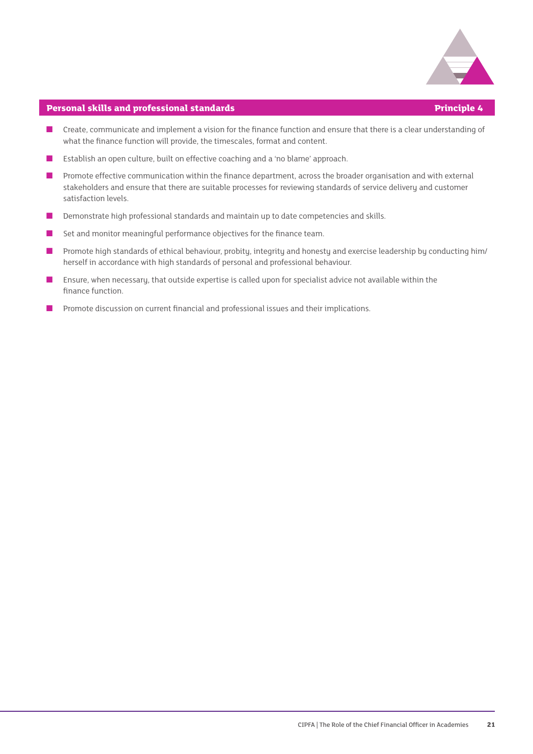## Personal skills and professional standards — Principle 4

- Create, communicate and implement a vision for the finance function and ensure that there is a clear understanding of what the finance function will provide, the timescales, format and content.
- Establish an open culture, built on effective coaching and a 'no blame' approach.
- Promote effective communication within the finance department, across the broader organisation and with external stakeholders and ensure that there are suitable processes for reviewing standards of service delivery and customer satisfaction levels.
- Demonstrate high professional standards and maintain up to date competencies and skills.
- Set and monitor meaningful performance objectives for the finance team.
- Promote high standards of ethical behaviour, probity, integrity and honesty and exercise leadership by conducting him/herself in accordance with high standards of personal and professional behaviour.
- Ensure, when necessary, that outside expertise is called upon for specialist advice not available within the finance function.
- Promote discussion on current financial and professional issues and their implications.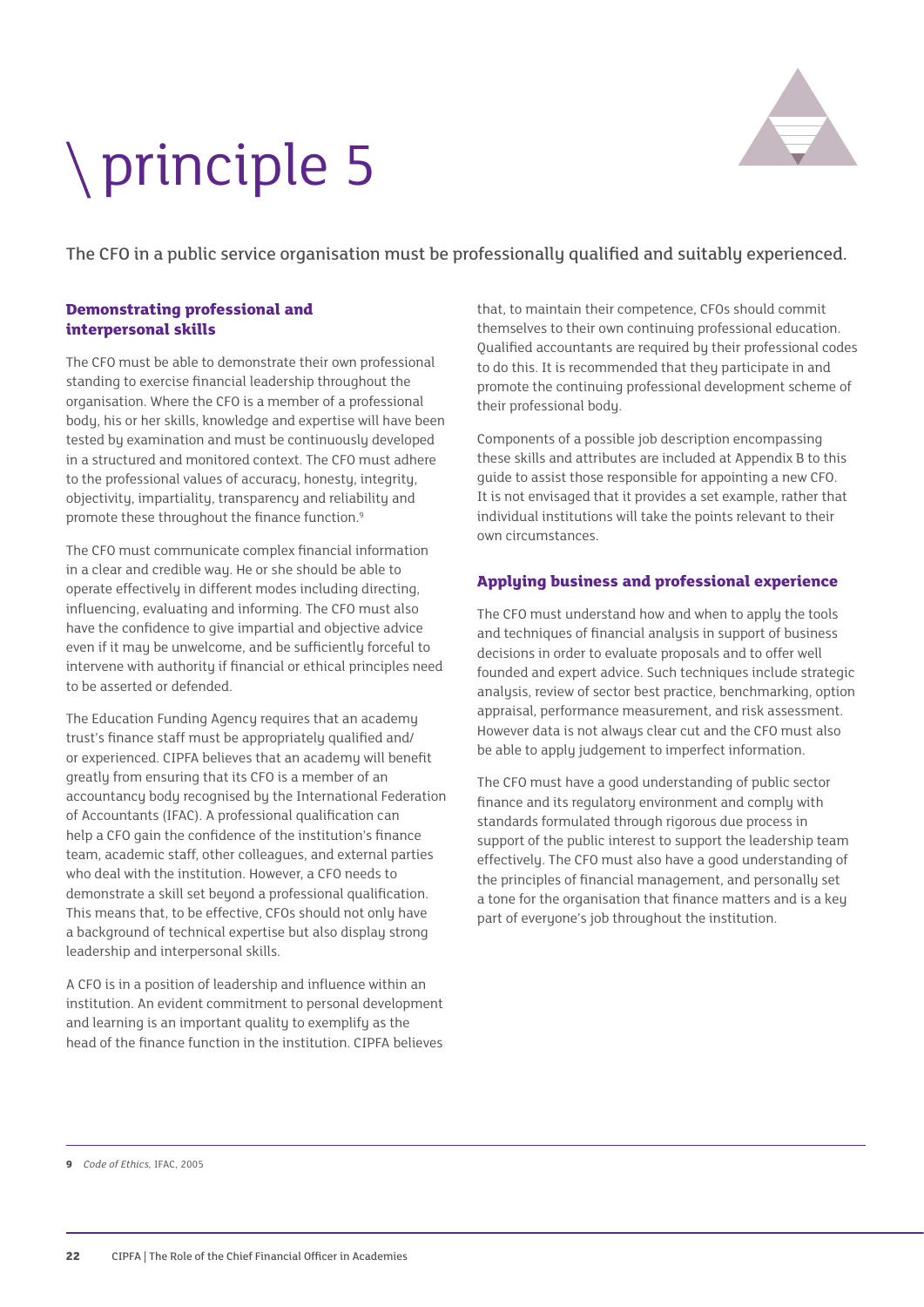# \ principle 5

The CFO in a public service organisation must be professionally qualified and suitably experienced.

### Demonstrating professional and interpersonal skills

The CFO must be able to demonstrate their own professional standing to exercise financial leadership throughout the organisation. Where the CFO is a member of a professional body, his or her skills, knowledge and expertise will have been tested by examination and must be continuously developed in a structured and monitored context. The CFO must adhere to the professional values of accuracy, honesty, integrity, objectivity, impartiality, transparency and reliability and promote these throughout the finance function.[9]

The CFO must communicate complex financial information in a clear and credible way. He or she should be able to operate effectively in different modes including directing, influencing, evaluating and informing. The CFO must also have the confidence to give impartial and objective advice even if it may be unwelcome, and be sufficiently forceful to intervene with authority if financial or ethical principles need to be asserted or defended.

The Education Funding Agency requires that an academy trust's finance staff must be appropriately qualified and/or experienced. CIPFA believes that an academy will benefit greatly from ensuring that its CFO is a member of an accountancy body recognised by the International Federation of Accountants (IFAC). A professional qualification can help a CFO gain the confidence of the institution's finance team, academic staff, other colleagues, and external parties who deal with the institution. However, a CFO needs to demonstrate a skill set beyond a professional qualification. This means that, to be effective, CFOs should not only have a background of technical expertise but also display strong leadership and interpersonal skills.

A CFO is in a position of leadership and influence within an institution. An evident commitment to personal development and learning is an important quality to exemplify as the head of the finance function in the institution. CIPFA believes that, to maintain their competence, CFOs should commit themselves to their own continuing professional education. Qualified accountants are required by their professional codes to do this. It is recommended that they participate in and promote the continuing professional development scheme of their professional body.

Components of a possible job description encompassing these skills and attributes are included at Appendix B to this guide to assist those responsible for appointing a new CFO. It is not envisaged that it provides a set example, rather that individual institutions will take the points relevant to their own circumstances.

### Applying business and professional experience

The CFO must understand how and when to apply the tools and techniques of financial analysis in support of business decisions in order to evaluate proposals and to offer well founded and expert advice. Such techniques include strategic analysis, review of sector best practice, benchmarking, option appraisal, performance measurement, and risk assessment. However data is not always clear cut and the CFO must also be able to apply judgement to imperfect information.

The CFO must have a good understanding of public sector finance and its regulatory environment and comply with standards formulated through rigorous due process in support of the public interest to support the leadership team effectively. The CFO must also have a good understanding of the principles of financial management, and personally set a tone for the organisation that finance matters and is a key part of everyone's job throughout the institution.

---

**9** *Code of Ethics*, IFAC, 2005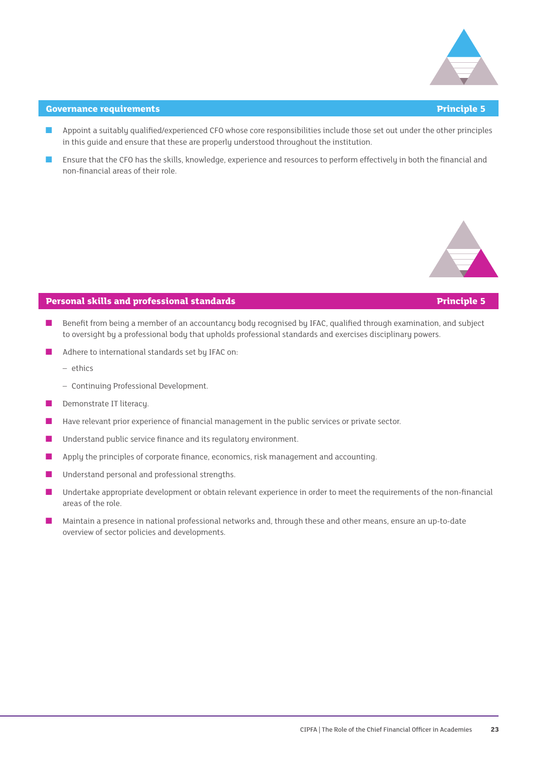## Governance requirements — Principle 5

- Appoint a suitably qualified/experienced CFO whose core responsibilities include those set out under the other principles in this guide and ensure that these are properly understood throughout the institution.
- Ensure that the CFO has the skills, knowledge, experience and resources to perform effectively in both the financial and non-financial areas of their role.

## Personal skills and professional standards — Principle 5

- Benefit from being a member of an accountancy body recognised by IFAC, qualified through examination, and subject to oversight by a professional body that upholds professional standards and exercises disciplinary powers.
- Adhere to international standards set by IFAC on:
  - ethics
  - Continuing Professional Development.
- Demonstrate IT literacy.
- Have relevant prior experience of financial management in the public services or private sector.
- Understand public service finance and its regulatory environment.
- Apply the principles of corporate finance, economics, risk management and accounting.
- Understand personal and professional strengths.
- Undertake appropriate development or obtain relevant experience in order to meet the requirements of the non-financial areas of the role.
- Maintain a presence in national professional networks and, through these and other means, ensure an up-to-date overview of sector policies and developments.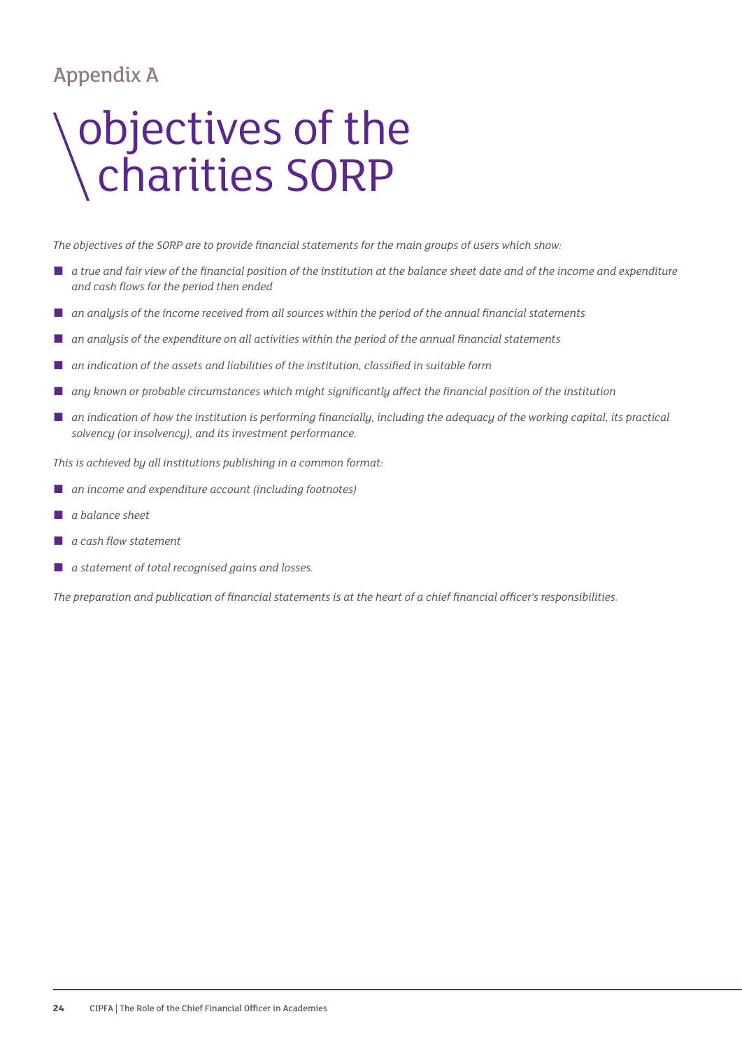## Appendix A

# objectives of the charities SORP

*The objectives of the SORP are to provide financial statements for the main groups of users which show:*

- *a true and fair view of the financial position of the institution at the balance sheet date and of the income and expenditure and cash flows for the period then ended*
- *an analysis of the income received from all sources within the period of the annual financial statements*
- *an analysis of the expenditure on all activities within the period of the annual financial statements*
- *an indication of the assets and liabilities of the institution, classified in suitable form*
- *any known or probable circumstances which might significantly affect the financial position of the institution*
- *an indication of how the institution is performing financially, including the adequacy of the working capital, its practical solvency (or insolvency), and its investment performance.*

*This is achieved by all institutions publishing in a common format:*

- *an income and expenditure account (including footnotes)*
- *a balance sheet*
- *a cash flow statement*
- *a statement of total recognised gains and losses.*

*The preparation and publication of financial statements is at the heart of a chief financial officer's responsibilities.*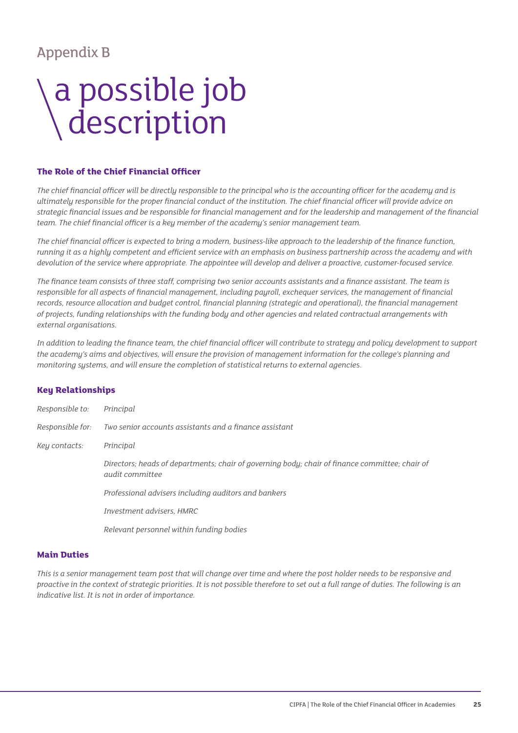## Appendix B

# a possible job description

### The Role of the Chief Financial Officer

*The chief financial officer will be directly responsible to the principal who is the accounting officer for the academy and is ultimately responsible for the proper financial conduct of the institution. The chief financial officer will provide advice on strategic financial issues and be responsible for financial management and for the leadership and management of the financial team. The chief financial officer is a key member of the academy's senior management team.*

*The chief financial officer is expected to bring a modern, business-like approach to the leadership of the finance function, running it as a highly competent and efficient service with an emphasis on business partnership across the academy and with devolution of the service where appropriate. The appointee will develop and deliver a proactive, customer-focused service.*

*The finance team consists of three staff, comprising two senior accounts assistants and a finance assistant. The team is responsible for all aspects of financial management, including payroll, exchequer services, the management of financial records, resource allocation and budget control, financial planning (strategic and operational), the financial management of projects, funding relationships with the funding body and other agencies and related contractual arrangements with external organisations.*

*In addition to leading the finance team, the chief financial officer will contribute to strategy and policy development to support the academy's aims and objectives, will ensure the provision of management information for the college's planning and monitoring systems, and will ensure the completion of statistical returns to external agencies.*

### Key Relationships

| | |
|---|---|
| *Responsible to:* | *Principal* |
| *Responsible for:* | *Two senior accounts assistants and a finance assistant* |
| *Key contacts:* | *Principal* |
| | *Directors; heads of departments; chair of governing body; chair of finance committee; chair of audit committee* |
| | *Professional advisers including auditors and bankers* |
| | *Investment advisers, HMRC* |
| | *Relevant personnel within funding bodies* |

### Main Duties

*This is a senior management team post that will change over time and where the post holder needs to be responsive and proactive in the context of strategic priorities. It is not possible therefore to set out a full range of duties. The following is an indicative list. It is not in order of importance.*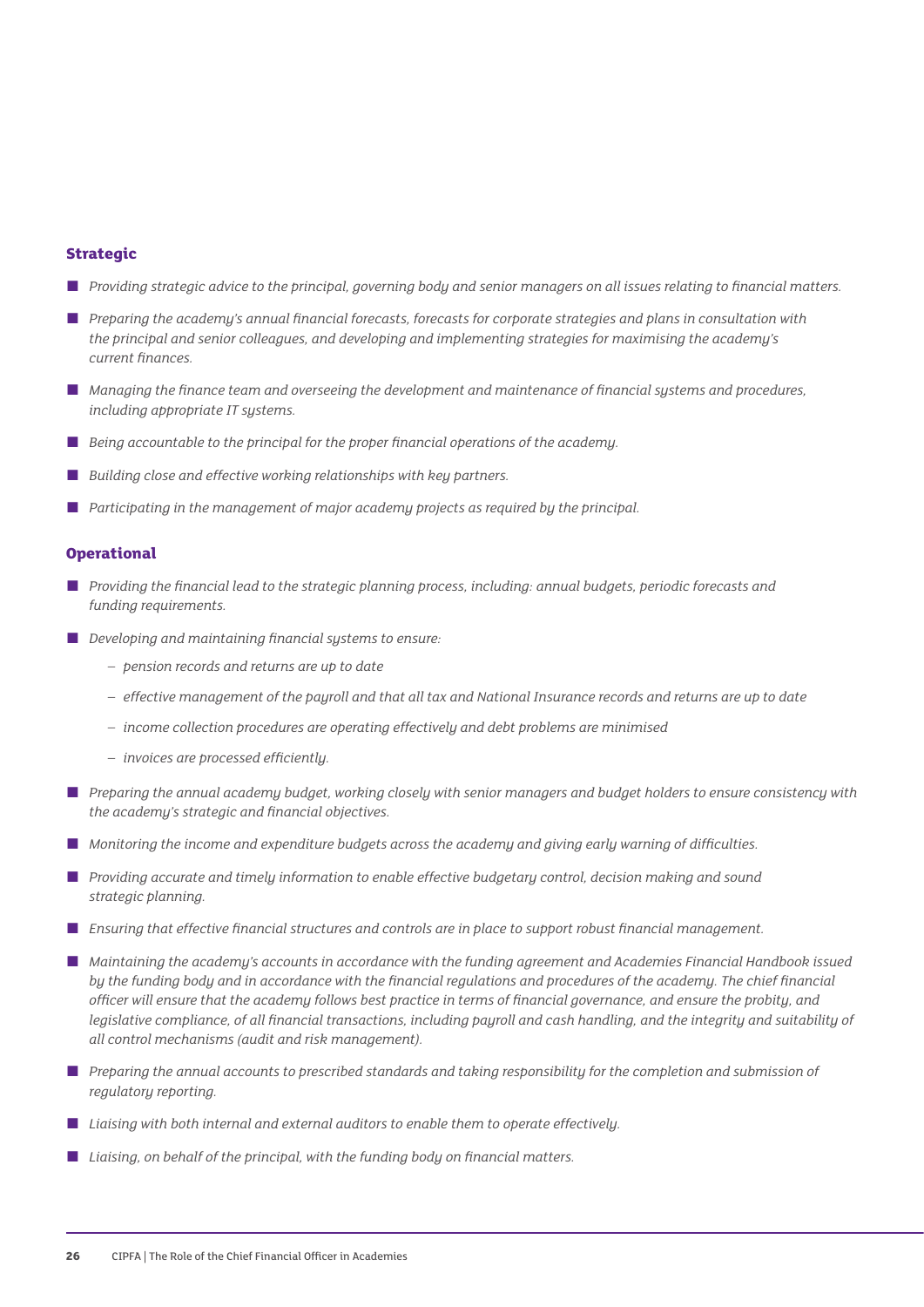### Strategic

- *Providing strategic advice to the principal, governing body and senior managers on all issues relating to financial matters.*
- *Preparing the academy's annual financial forecasts, forecasts for corporate strategies and plans in consultation with the principal and senior colleagues, and developing and implementing strategies for maximising the academy's current finances.*
- *Managing the finance team and overseeing the development and maintenance of financial systems and procedures, including appropriate IT systems.*
- *Being accountable to the principal for the proper financial operations of the academy.*
- *Building close and effective working relationships with key partners.*
- *Participating in the management of major academy projects as required by the principal.*

### Operational

- *Providing the financial lead to the strategic planning process, including: annual budgets, periodic forecasts and funding requirements.*
- *Developing and maintaining financial systems to ensure:*
  - *pension records and returns are up to date*
  - *effective management of the payroll and that all tax and National Insurance records and returns are up to date*
  - *income collection procedures are operating effectively and debt problems are minimised*
  - *invoices are processed efficiently.*
- *Preparing the annual academy budget, working closely with senior managers and budget holders to ensure consistency with the academy's strategic and financial objectives.*
- *Monitoring the income and expenditure budgets across the academy and giving early warning of difficulties.*
- *Providing accurate and timely information to enable effective budgetary control, decision making and sound strategic planning.*
- *Ensuring that effective financial structures and controls are in place to support robust financial management.*
- *Maintaining the academy's accounts in accordance with the funding agreement and Academies Financial Handbook issued by the funding body and in accordance with the financial regulations and procedures of the academy. The chief financial officer will ensure that the academy follows best practice in terms of financial governance, and ensure the probity, and legislative compliance, of all financial transactions, including payroll and cash handling, and the integrity and suitability of all control mechanisms (audit and risk management).*
- *Preparing the annual accounts to prescribed standards and taking responsibility for the completion and submission of regulatory reporting.*
- *Liaising with both internal and external auditors to enable them to operate effectively.*
- *Liaising, on behalf of the principal, with the funding body on financial matters.*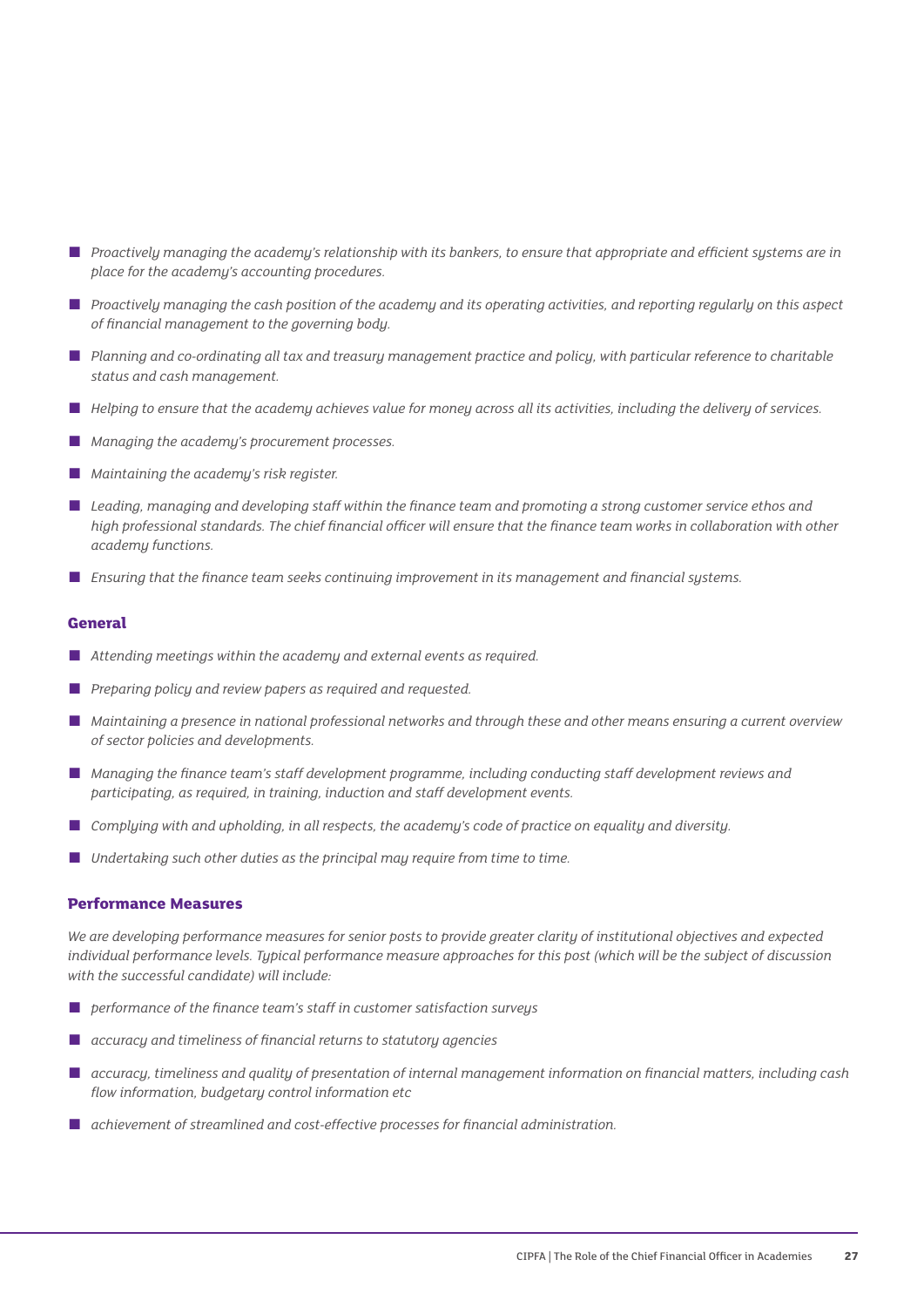- *Proactively managing the academy's relationship with its bankers, to ensure that appropriate and efficient systems are in place for the academy's accounting procedures.*
- *Proactively managing the cash position of the academy and its operating activities, and reporting regularly on this aspect of financial management to the governing body.*
- *Planning and co-ordinating all tax and treasury management practice and policy, with particular reference to charitable status and cash management.*
- *Helping to ensure that the academy achieves value for money across all its activities, including the delivery of services.*
- *Managing the academy's procurement processes.*
- *Maintaining the academy's risk register.*
- *Leading, managing and developing staff within the finance team and promoting a strong customer service ethos and high professional standards. The chief financial officer will ensure that the finance team works in collaboration with other academy functions.*
- *Ensuring that the finance team seeks continuing improvement in its management and financial systems.*

### General

- *Attending meetings within the academy and external events as required.*
- *Preparing policy and review papers as required and requested.*
- *Maintaining a presence in national professional networks and through these and other means ensuring a current overview of sector policies and developments.*
- *Managing the finance team's staff development programme, including conducting staff development reviews and participating, as required, in training, induction and staff development events.*
- *Complying with and upholding, in all respects, the academy's code of practice on equality and diversity.*
- *Undertaking such other duties as the principal may require from time to time.*

### Performance Measures

*We are developing performance measures for senior posts to provide greater clarity of institutional objectives and expected individual performance levels. Typical performance measure approaches for this post (which will be the subject of discussion with the successful candidate) will include:*

- *performance of the finance team's staff in customer satisfaction surveys*
- *accuracy and timeliness of financial returns to statutory agencies*
- *accuracy, timeliness and quality of presentation of internal management information on financial matters, including cash flow information, budgetary control information etc*
- *achievement of streamlined and cost-effective processes for financial administration.*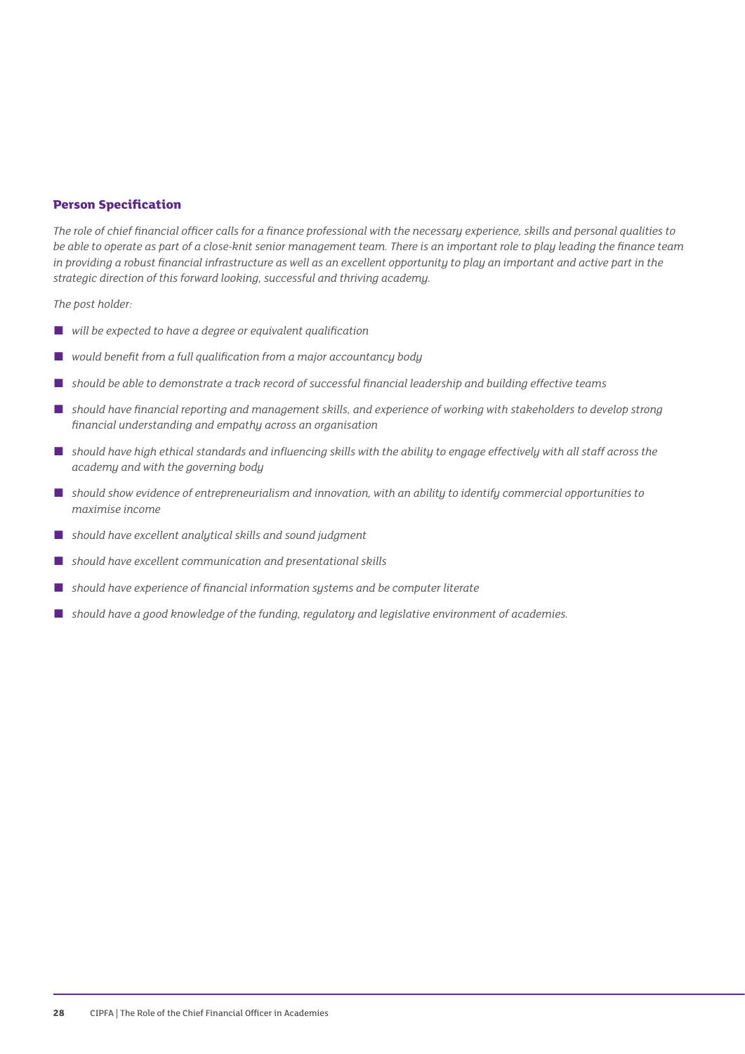**Person Specification**

*The role of chief financial officer calls for a finance professional with the necessary experience, skills and personal qualities to be able to operate as part of a close-knit senior management team. There is an important role to play leading the finance team in providing a robust financial infrastructure as well as an excellent opportunity to play an important and active part in the strategic direction of this forward looking, successful and thriving academy.*

*The post holder:*

- *will be expected to have a degree or equivalent qualification*
- *would benefit from a full qualification from a major accountancy body*
- *should be able to demonstrate a track record of successful financial leadership and building effective teams*
- *should have financial reporting and management skills, and experience of working with stakeholders to develop strong financial understanding and empathy across an organisation*
- *should have high ethical standards and influencing skills with the ability to engage effectively with all staff across the academy and with the governing body*
- *should show evidence of entrepreneurialism and innovation, with an ability to identify commercial opportunities to maximise income*
- *should have excellent analytical skills and sound judgment*
- *should have excellent communication and presentational skills*
- *should have experience of financial information systems and be computer literate*
- *should have a good knowledge of the funding, regulatory and legislative environment of academies.*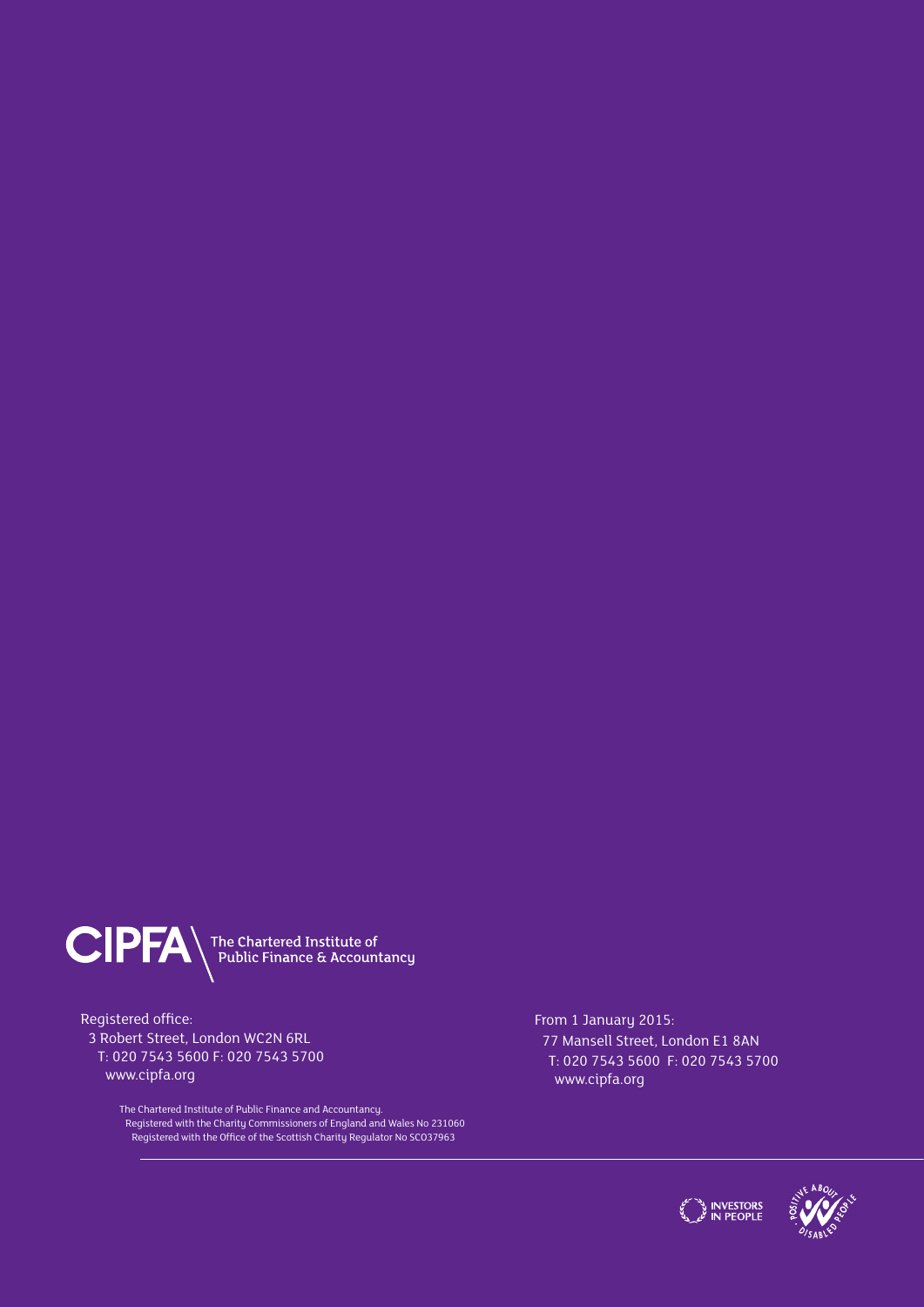CIPFA The Chartered Institute of Public Finance & Accountancy

Registered office:
3 Robert Street, London WC2N 6RL
T: 020 7543 5600 F: 020 7543 5700
www.cipfa.org

From 1 January 2015:
77 Mansell Street, London E1 8AN
T: 020 7543 5600 F: 020 7543 5700
www.cipfa.org

The Chartered Institute of Public Finance and Accountancy.
Registered with the Charity Commissioners of England and Wales No 231060
Registered with the Office of the Scottish Charity Regulator No SC037963

INVESTORS IN PEOPLE

POSITIVE ABOUT DISABLED PEOPLE